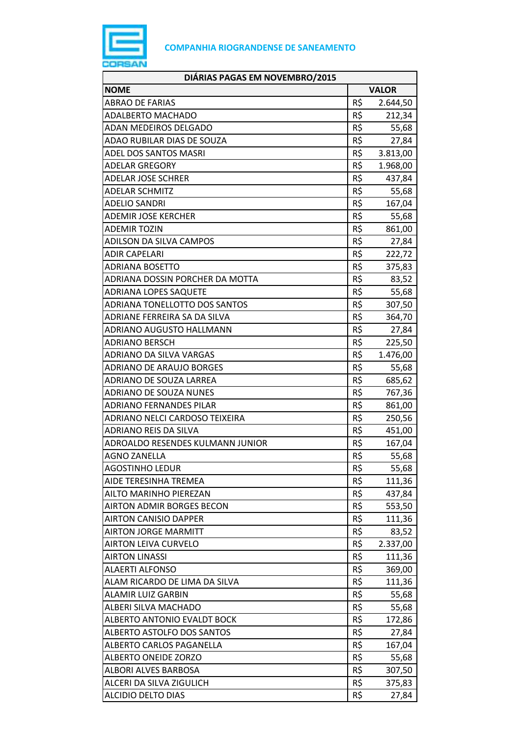**COMPANHIA RIOGRANDENSE DE SANEAMENTO**

| DIÁRIAS PAGAS EM NOVEMBRO/2015 | | |
|---|---|---|
| **NOME** | **VALOR** | |
| ABRAO DE FARIAS | R$ | 2.644,50 |
| ADALBERTO MACHADO | R$ | 212,34 |
| ADAN MEDEIROS DELGADO | R$ | 55,68 |
| ADAO RUBILAR DIAS DE SOUZA | R$ | 27,84 |
| ADEL DOS SANTOS MASRI | R$ | 3.813,00 |
| ADELAR GREGORY | R$ | 1.968,00 |
| ADELAR JOSE SCHRER | R$ | 437,84 |
| ADELAR SCHMITZ | R$ | 55,68 |
| ADELIO SANDRI | R$ | 167,04 |
| ADEMIR JOSE KERCHER | R$ | 55,68 |
| ADEMIR TOZIN | R$ | 861,00 |
| ADILSON DA SILVA CAMPOS | R$ | 27,84 |
| ADIR CAPELARI | R$ | 222,72 |
| ADRIANA BOSETTO | R$ | 375,83 |
| ADRIANA DOSSIN PORCHER DA MOTTA | R$ | 83,52 |
| ADRIANA LOPES SAQUETE | R$ | 55,68 |
| ADRIANA TONELLOTTO DOS SANTOS | R$ | 307,50 |
| ADRIANE FERREIRA SA DA SILVA | R$ | 364,70 |
| ADRIANO AUGUSTO HALLMANN | R$ | 27,84 |
| ADRIANO BERSCH | R$ | 225,50 |
| ADRIANO DA SILVA VARGAS | R$ | 1.476,00 |
| ADRIANO DE ARAUJO BORGES | R$ | 55,68 |
| ADRIANO DE SOUZA LARREA | R$ | 685,62 |
| ADRIANO DE SOUZA NUNES | R$ | 767,36 |
| ADRIANO FERNANDES PILAR | R$ | 861,00 |
| ADRIANO NELCI CARDOSO TEIXEIRA | R$ | 250,56 |
| ADRIANO REIS DA SILVA | R$ | 451,00 |
| ADROALDO RESENDES KULMANN JUNIOR | R$ | 167,04 |
| AGNO ZANELLA | R$ | 55,68 |
| AGOSTINHO LEDUR | R$ | 55,68 |
| AIDE TERESINHA TREMEA | R$ | 111,36 |
| AILTO MARINHO PIEREZAN | R$ | 437,84 |
| AIRTON ADMIR BORGES BECON | R$ | 553,50 |
| AIRTON CANISIO DAPPER | R$ | 111,36 |
| AIRTON JORGE MARMITT | R$ | 83,52 |
| AIRTON LEIVA CURVELO | R$ | 2.337,00 |
| AIRTON LINASSI | R$ | 111,36 |
| ALAERTI ALFONSO | R$ | 369,00 |
| ALAM RICARDO DE LIMA DA SILVA | R$ | 111,36 |
| ALAMIR LUIZ GARBIN | R$ | 55,68 |
| ALBERI SILVA MACHADO | R$ | 55,68 |
| ALBERTO ANTONIO EVALDT BOCK | R$ | 172,86 |
| ALBERTO ASTOLFO DOS SANTOS | R$ | 27,84 |
| ALBERTO CARLOS PAGANELLA | R$ | 167,04 |
| ALBERTO ONEIDE ZORZO | R$ | 55,68 |
| ALBORI ALVES BARBOSA | R$ | 307,50 |
| ALCERI DA SILVA ZIGULICH | R$ | 375,83 |
| ALCIDIO DELTO DIAS | R$ | 27,84 |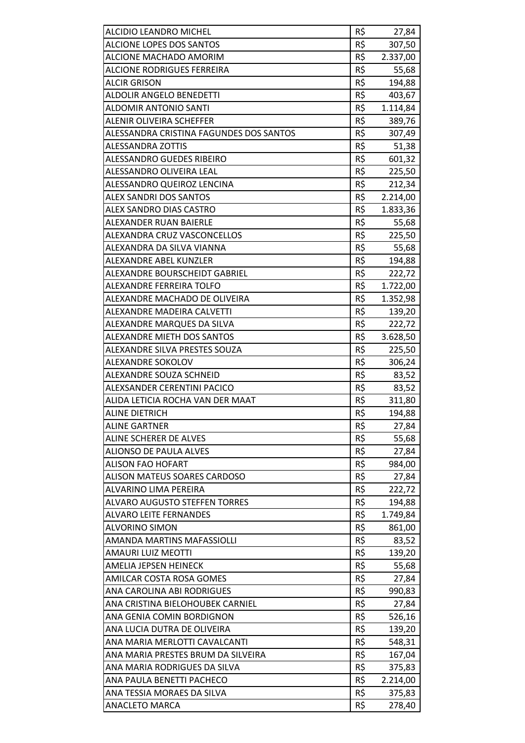| | | |
|---|---|---|
| ALCIDIO LEANDRO MICHEL | R$ | 27,84 |
| ALCIONE LOPES DOS SANTOS | R$ | 307,50 |
| ALCIONE MACHADO AMORIM | R$ | 2.337,00 |
| ALCIONE RODRIGUES FERREIRA | R$ | 55,68 |
| ALCIR GRISON | R$ | 194,88 |
| ALDOLIR ANGELO BENEDETTI | R$ | 403,67 |
| ALDOMIR ANTONIO SANTI | R$ | 1.114,84 |
| ALENIR OLIVEIRA SCHEFFER | R$ | 389,76 |
| ALESSANDRA CRISTINA FAGUNDES DOS SANTOS | R$ | 307,49 |
| ALESSANDRA ZOTTIS | R$ | 51,38 |
| ALESSANDRO GUEDES RIBEIRO | R$ | 601,32 |
| ALESSANDRO OLIVEIRA LEAL | R$ | 225,50 |
| ALESSANDRO QUEIROZ LENCINA | R$ | 212,34 |
| ALEX SANDRI DOS SANTOS | R$ | 2.214,00 |
| ALEX SANDRO DIAS CASTRO | R$ | 1.833,36 |
| ALEXANDER RUAN BAIERLE | R$ | 55,68 |
| ALEXANDRA CRUZ VASCONCELLOS | R$ | 225,50 |
| ALEXANDRA DA SILVA VIANNA | R$ | 55,68 |
| ALEXANDRE ABEL KUNZLER | R$ | 194,88 |
| ALEXANDRE BOURSCHEIDT GABRIEL | R$ | 222,72 |
| ALEXANDRE FERREIRA TOLFO | R$ | 1.722,00 |
| ALEXANDRE MACHADO DE OLIVEIRA | R$ | 1.352,98 |
| ALEXANDRE MADEIRA CALVETTI | R$ | 139,20 |
| ALEXANDRE MARQUES DA SILVA | R$ | 222,72 |
| ALEXANDRE MIETH DOS SANTOS | R$ | 3.628,50 |
| ALEXANDRE SILVA PRESTES SOUZA | R$ | 225,50 |
| ALEXANDRE SOKOLOV | R$ | 306,24 |
| ALEXANDRE SOUZA SCHNEID | R$ | 83,52 |
| ALEXSANDER CERENTINI PACICO | R$ | 83,52 |
| ALIDA LETICIA ROCHA VAN DER MAAT | R$ | 311,80 |
| ALINE DIETRICH | R$ | 194,88 |
| ALINE GARTNER | R$ | 27,84 |
| ALINE SCHERER DE ALVES | R$ | 55,68 |
| ALIONSO DE PAULA ALVES | R$ | 27,84 |
| ALISON FAO HOFART | R$ | 984,00 |
| ALISON MATEUS SOARES CARDOSO | R$ | 27,84 |
| ALVARINO LIMA PEREIRA | R$ | 222,72 |
| ALVARO AUGUSTO STEFFEN TORRES | R$ | 194,88 |
| ALVARO LEITE FERNANDES | R$ | 1.749,84 |
| ALVORINO SIMON | R$ | 861,00 |
| AMANDA MARTINS MAFASSIOLLI | R$ | 83,52 |
| AMAURI LUIZ MEOTTI | R$ | 139,20 |
| AMELIA JEPSEN HEINECK | R$ | 55,68 |
| AMILCAR COSTA ROSA GOMES | R$ | 27,84 |
| ANA CAROLINA ABI RODRIGUES | R$ | 990,83 |
| ANA CRISTINA BIELOHOUBEK CARNIEL | R$ | 27,84 |
| ANA GENIA COMIN BORDIGNON | R$ | 526,16 |
| ANA LUCIA DUTRA DE OLIVEIRA | R$ | 139,20 |
| ANA MARIA MERLOTTI CAVALCANTI | R$ | 548,31 |
| ANA MARIA PRESTES BRUM DA SILVEIRA | R$ | 167,04 |
| ANA MARIA RODRIGUES DA SILVA | R$ | 375,83 |
| ANA PAULA BENETTI PACHECO | R$ | 2.214,00 |
| ANA TESSIA MORAES DA SILVA | R$ | 375,83 |
| ANACLETO MARCA | R$ | 278,40 |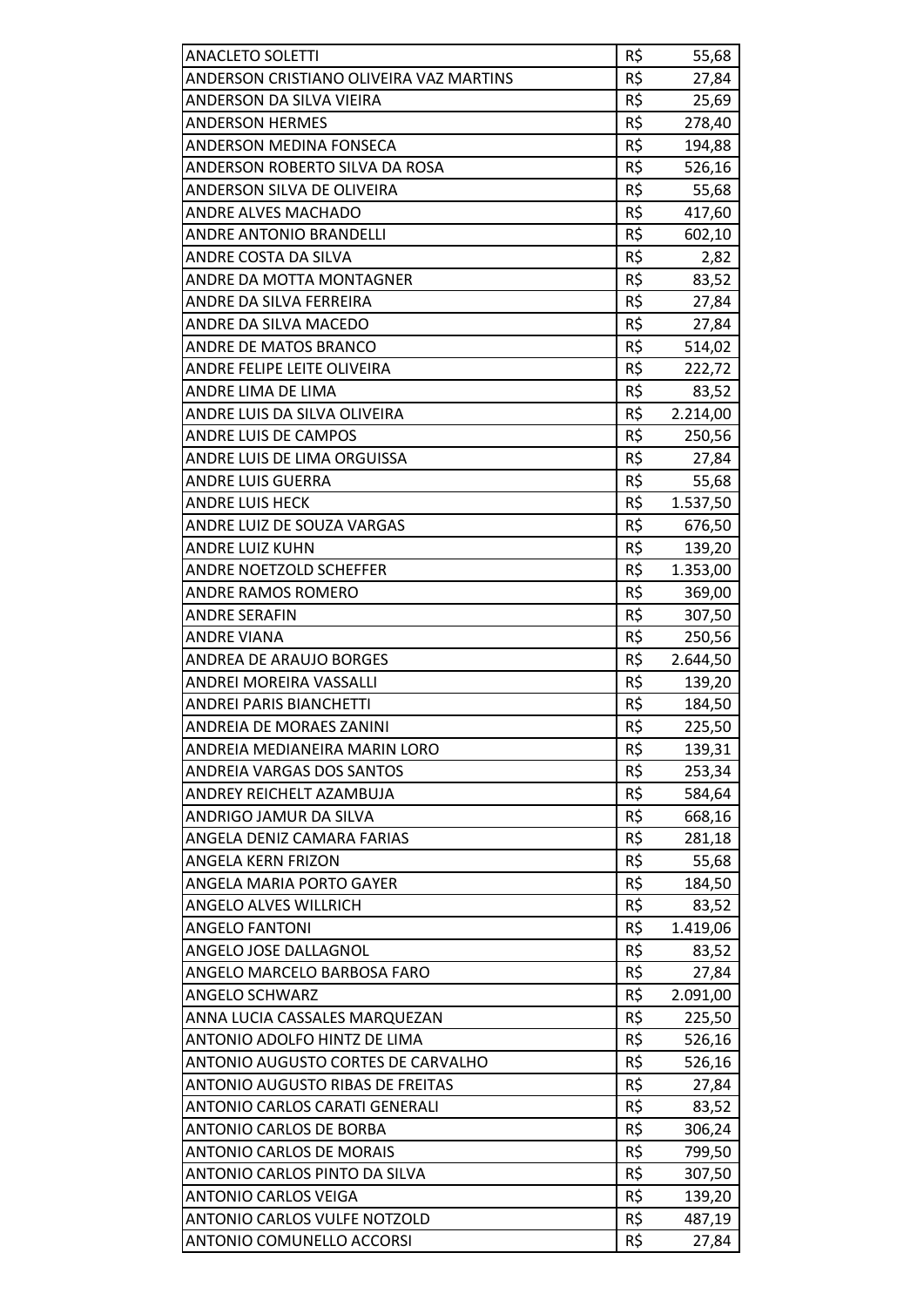| | | |
|---|---|---|
| ANACLETO SOLETTI | R$ | 55,68 |
| ANDERSON CRISTIANO OLIVEIRA VAZ MARTINS | R$ | 27,84 |
| ANDERSON DA SILVA VIEIRA | R$ | 25,69 |
| ANDERSON HERMES | R$ | 278,40 |
| ANDERSON MEDINA FONSECA | R$ | 194,88 |
| ANDERSON ROBERTO SILVA DA ROSA | R$ | 526,16 |
| ANDERSON SILVA DE OLIVEIRA | R$ | 55,68 |
| ANDRE ALVES MACHADO | R$ | 417,60 |
| ANDRE ANTONIO BRANDELLI | R$ | 602,10 |
| ANDRE COSTA DA SILVA | R$ | 2,82 |
| ANDRE DA MOTTA MONTAGNER | R$ | 83,52 |
| ANDRE DA SILVA FERREIRA | R$ | 27,84 |
| ANDRE DA SILVA MACEDO | R$ | 27,84 |
| ANDRE DE MATOS BRANCO | R$ | 514,02 |
| ANDRE FELIPE LEITE OLIVEIRA | R$ | 222,72 |
| ANDRE LIMA DE LIMA | R$ | 83,52 |
| ANDRE LUIS DA SILVA OLIVEIRA | R$ | 2.214,00 |
| ANDRE LUIS DE CAMPOS | R$ | 250,56 |
| ANDRE LUIS DE LIMA ORGUISSA | R$ | 27,84 |
| ANDRE LUIS GUERRA | R$ | 55,68 |
| ANDRE LUIS HECK | R$ | 1.537,50 |
| ANDRE LUIZ DE SOUZA VARGAS | R$ | 676,50 |
| ANDRE LUIZ KUHN | R$ | 139,20 |
| ANDRE NOETZOLD SCHEFFER | R$ | 1.353,00 |
| ANDRE RAMOS ROMERO | R$ | 369,00 |
| ANDRE SERAFIN | R$ | 307,50 |
| ANDRE VIANA | R$ | 250,56 |
| ANDREA DE ARAUJO BORGES | R$ | 2.644,50 |
| ANDREI MOREIRA VASSALLI | R$ | 139,20 |
| ANDREI PARIS BIANCHETTI | R$ | 184,50 |
| ANDREIA DE MORAES ZANINI | R$ | 225,50 |
| ANDREIA MEDIANEIRA MARIN LORO | R$ | 139,31 |
| ANDREIA VARGAS DOS SANTOS | R$ | 253,34 |
| ANDREY REICHELT AZAMBUJA | R$ | 584,64 |
| ANDRIGO JAMUR DA SILVA | R$ | 668,16 |
| ANGELA DENIZ CAMARA FARIAS | R$ | 281,18 |
| ANGELA KERN FRIZON | R$ | 55,68 |
| ANGELA MARIA PORTO GAYER | R$ | 184,50 |
| ANGELO ALVES WILLRICH | R$ | 83,52 |
| ANGELO FANTONI | R$ | 1.419,06 |
| ANGELO JOSE DALLAGNOL | R$ | 83,52 |
| ANGELO MARCELO BARBOSA FARO | R$ | 27,84 |
| ANGELO SCHWARZ | R$ | 2.091,00 |
| ANNA LUCIA CASSALES MARQUEZAN | R$ | 225,50 |
| ANTONIO ADOLFO HINTZ DE LIMA | R$ | 526,16 |
| ANTONIO AUGUSTO CORTES DE CARVALHO | R$ | 526,16 |
| ANTONIO AUGUSTO RIBAS DE FREITAS | R$ | 27,84 |
| ANTONIO CARLOS CARATI GENERALI | R$ | 83,52 |
| ANTONIO CARLOS DE BORBA | R$ | 306,24 |
| ANTONIO CARLOS DE MORAIS | R$ | 799,50 |
| ANTONIO CARLOS PINTO DA SILVA | R$ | 307,50 |
| ANTONIO CARLOS VEIGA | R$ | 139,20 |
| ANTONIO CARLOS VULFE NOTZOLD | R$ | 487,19 |
| ANTONIO COMUNELLO ACCORSI | R$ | 27,84 |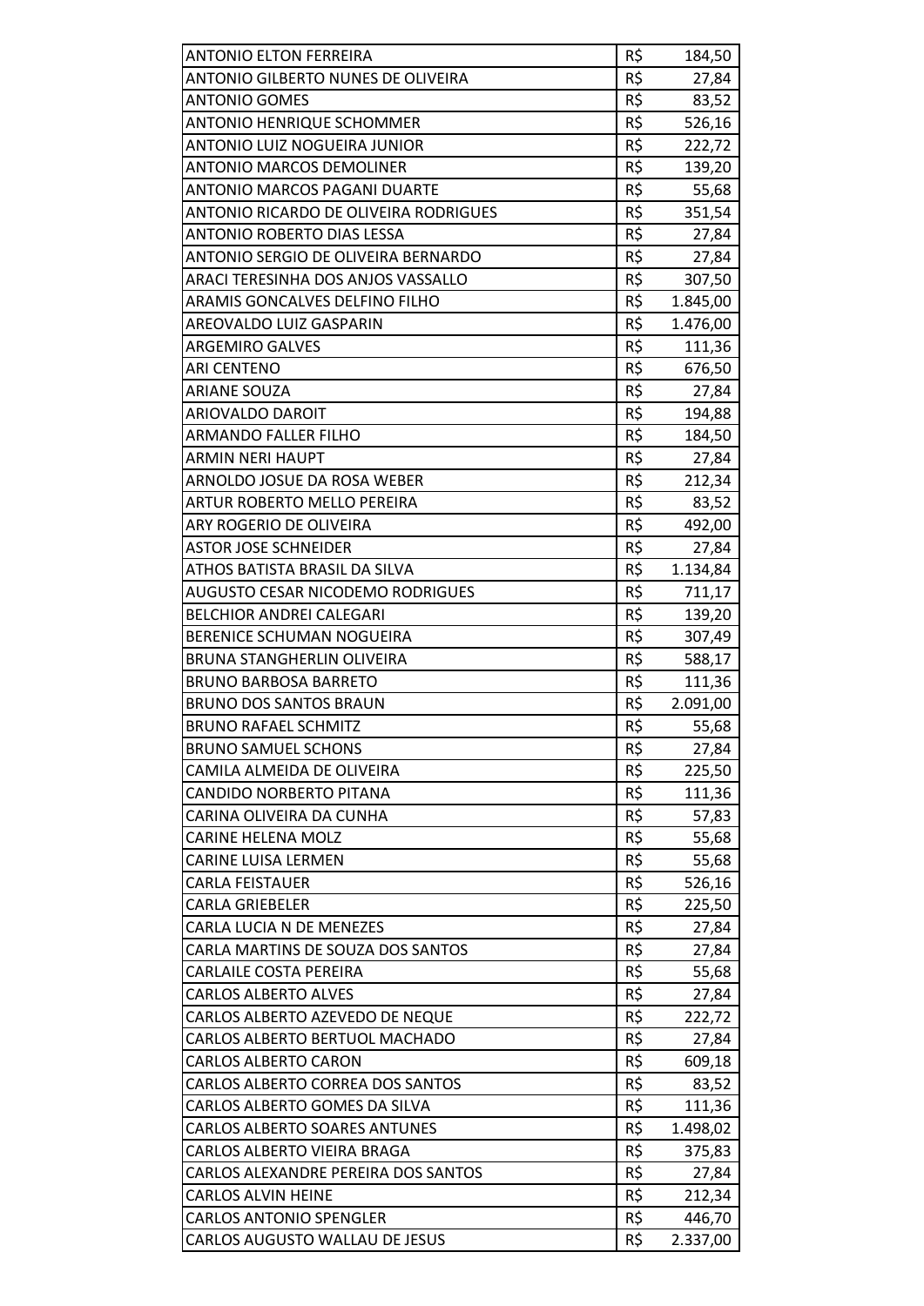| | | |
|---|---|---|
| ANTONIO ELTON FERREIRA | R$ | 184,50 |
| ANTONIO GILBERTO NUNES DE OLIVEIRA | R$ | 27,84 |
| ANTONIO GOMES | R$ | 83,52 |
| ANTONIO HENRIQUE SCHOMMER | R$ | 526,16 |
| ANTONIO LUIZ NOGUEIRA JUNIOR | R$ | 222,72 |
| ANTONIO MARCOS DEMOLINER | R$ | 139,20 |
| ANTONIO MARCOS PAGANI DUARTE | R$ | 55,68 |
| ANTONIO RICARDO DE OLIVEIRA RODRIGUES | R$ | 351,54 |
| ANTONIO ROBERTO DIAS LESSA | R$ | 27,84 |
| ANTONIO SERGIO DE OLIVEIRA BERNARDO | R$ | 27,84 |
| ARACI TERESINHA DOS ANJOS VASSALLO | R$ | 307,50 |
| ARAMIS GONCALVES DELFINO FILHO | R$ | 1.845,00 |
| AREOVALDO LUIZ GASPARIN | R$ | 1.476,00 |
| ARGEMIRO GALVES | R$ | 111,36 |
| ARI CENTENO | R$ | 676,50 |
| ARIANE SOUZA | R$ | 27,84 |
| ARIOVALDO DAROIT | R$ | 194,88 |
| ARMANDO FALLER FILHO | R$ | 184,50 |
| ARMIN NERI HAUPT | R$ | 27,84 |
| ARNOLDO JOSUE DA ROSA WEBER | R$ | 212,34 |
| ARTUR ROBERTO MELLO PEREIRA | R$ | 83,52 |
| ARY ROGERIO DE OLIVEIRA | R$ | 492,00 |
| ASTOR JOSE SCHNEIDER | R$ | 27,84 |
| ATHOS BATISTA BRASIL DA SILVA | R$ | 1.134,84 |
| AUGUSTO CESAR NICODEMO RODRIGUES | R$ | 711,17 |
| BELCHIOR ANDREI CALEGARI | R$ | 139,20 |
| BERENICE SCHUMAN NOGUEIRA | R$ | 307,49 |
| BRUNA STANGHERLIN OLIVEIRA | R$ | 588,17 |
| BRUNO BARBOSA BARRETO | R$ | 111,36 |
| BRUNO DOS SANTOS BRAUN | R$ | 2.091,00 |
| BRUNO RAFAEL SCHMITZ | R$ | 55,68 |
| BRUNO SAMUEL SCHONS | R$ | 27,84 |
| CAMILA ALMEIDA DE OLIVEIRA | R$ | 225,50 |
| CANDIDO NORBERTO PITANA | R$ | 111,36 |
| CARINA OLIVEIRA DA CUNHA | R$ | 57,83 |
| CARINE HELENA MOLZ | R$ | 55,68 |
| CARINE LUISA LERMEN | R$ | 55,68 |
| CARLA FEISTAUER | R$ | 526,16 |
| CARLA GRIEBELER | R$ | 225,50 |
| CARLA LUCIA N DE MENEZES | R$ | 27,84 |
| CARLA MARTINS DE SOUZA DOS SANTOS | R$ | 27,84 |
| CARLAILE COSTA PEREIRA | R$ | 55,68 |
| CARLOS ALBERTO ALVES | R$ | 27,84 |
| CARLOS ALBERTO AZEVEDO DE NEQUE | R$ | 222,72 |
| CARLOS ALBERTO BERTUOL MACHADO | R$ | 27,84 |
| CARLOS ALBERTO CARON | R$ | 609,18 |
| CARLOS ALBERTO CORREA DOS SANTOS | R$ | 83,52 |
| CARLOS ALBERTO GOMES DA SILVA | R$ | 111,36 |
| CARLOS ALBERTO SOARES ANTUNES | R$ | 1.498,02 |
| CARLOS ALBERTO VIEIRA BRAGA | R$ | 375,83 |
| CARLOS ALEXANDRE PEREIRA DOS SANTOS | R$ | 27,84 |
| CARLOS ALVIN HEINE | R$ | 212,34 |
| CARLOS ANTONIO SPENGLER | R$ | 446,70 |
| CARLOS AUGUSTO WALLAU DE JESUS | R$ | 2.337,00 |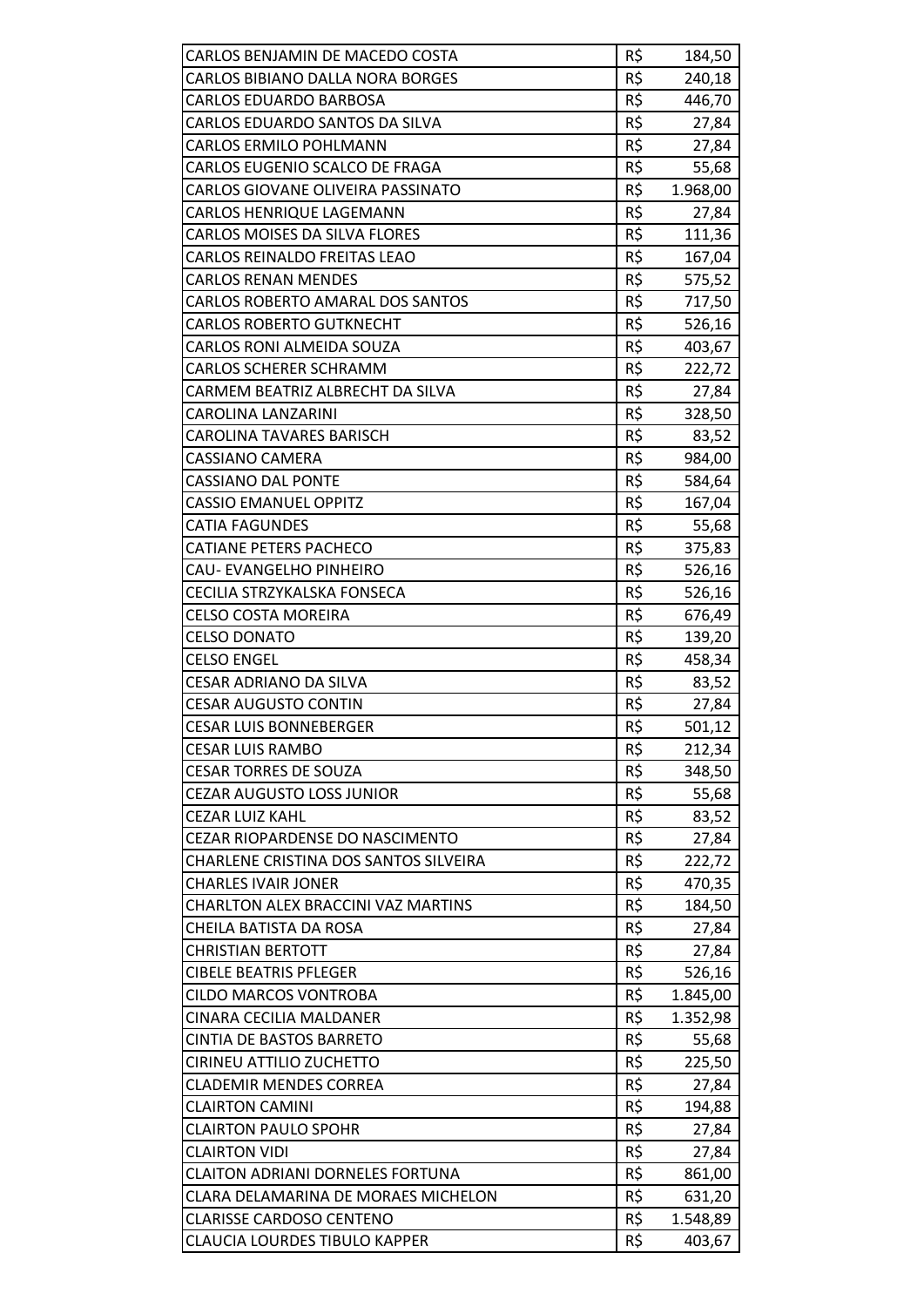| | | |
|---|---|---|
| CARLOS BENJAMIN DE MACEDO COSTA | R$ | 184,50 |
| CARLOS BIBIANO DALLA NORA BORGES | R$ | 240,18 |
| CARLOS EDUARDO BARBOSA | R$ | 446,70 |
| CARLOS EDUARDO SANTOS DA SILVA | R$ | 27,84 |
| CARLOS ERMILO POHLMANN | R$ | 27,84 |
| CARLOS EUGENIO SCALCO DE FRAGA | R$ | 55,68 |
| CARLOS GIOVANE OLIVEIRA PASSINATO | R$ | 1.968,00 |
| CARLOS HENRIQUE LAGEMANN | R$ | 27,84 |
| CARLOS MOISES DA SILVA FLORES | R$ | 111,36 |
| CARLOS REINALDO FREITAS LEAO | R$ | 167,04 |
| CARLOS RENAN MENDES | R$ | 575,52 |
| CARLOS ROBERTO AMARAL DOS SANTOS | R$ | 717,50 |
| CARLOS ROBERTO GUTKNECHT | R$ | 526,16 |
| CARLOS RONI ALMEIDA SOUZA | R$ | 403,67 |
| CARLOS SCHERER SCHRAMM | R$ | 222,72 |
| CARMEM BEATRIZ ALBRECHT DA SILVA | R$ | 27,84 |
| CAROLINA LANZARINI | R$ | 328,50 |
| CAROLINA TAVARES BARISCH | R$ | 83,52 |
| CASSIANO CAMERA | R$ | 984,00 |
| CASSIANO DAL PONTE | R$ | 584,64 |
| CASSIO EMANUEL OPPITZ | R$ | 167,04 |
| CATIA FAGUNDES | R$ | 55,68 |
| CATIANE PETERS PACHECO | R$ | 375,83 |
| CAU- EVANGELHO PINHEIRO | R$ | 526,16 |
| CECILIA STRZYKALSKA FONSECA | R$ | 526,16 |
| CELSO COSTA MOREIRA | R$ | 676,49 |
| CELSO DONATO | R$ | 139,20 |
| CELSO ENGEL | R$ | 458,34 |
| CESAR ADRIANO DA SILVA | R$ | 83,52 |
| CESAR AUGUSTO CONTIN | R$ | 27,84 |
| CESAR LUIS BONNEBERGER | R$ | 501,12 |
| CESAR LUIS RAMBO | R$ | 212,34 |
| CESAR TORRES DE SOUZA | R$ | 348,50 |
| CEZAR AUGUSTO LOSS JUNIOR | R$ | 55,68 |
| CEZAR LUIZ KAHL | R$ | 83,52 |
| CEZAR RIOPARDENSE DO NASCIMENTO | R$ | 27,84 |
| CHARLENE CRISTINA DOS SANTOS SILVEIRA | R$ | 222,72 |
| CHARLES IVAIR JONER | R$ | 470,35 |
| CHARLTON ALEX BRACCINI VAZ MARTINS | R$ | 184,50 |
| CHEILA BATISTA DA ROSA | R$ | 27,84 |
| CHRISTIAN BERTOTT | R$ | 27,84 |
| CIBELE BEATRIS PFLEGER | R$ | 526,16 |
| CILDO MARCOS VONTROBA | R$ | 1.845,00 |
| CINARA CECILIA MALDANER | R$ | 1.352,98 |
| CINTIA DE BASTOS BARRETO | R$ | 55,68 |
| CIRINEU ATTILIO ZUCHETTO | R$ | 225,50 |
| CLADEMIR MENDES CORREA | R$ | 27,84 |
| CLAIRTON CAMINI | R$ | 194,88 |
| CLAIRTON PAULO SPOHR | R$ | 27,84 |
| CLAIRTON VIDI | R$ | 27,84 |
| CLAITON ADRIANI DORNELES FORTUNA | R$ | 861,00 |
| CLARA DELAMARINA DE MORAES MICHELON | R$ | 631,20 |
| CLARISSE CARDOSO CENTENO | R$ | 1.548,89 |
| CLAUCIA LOURDES TIBULO KAPPER | R$ | 403,67 |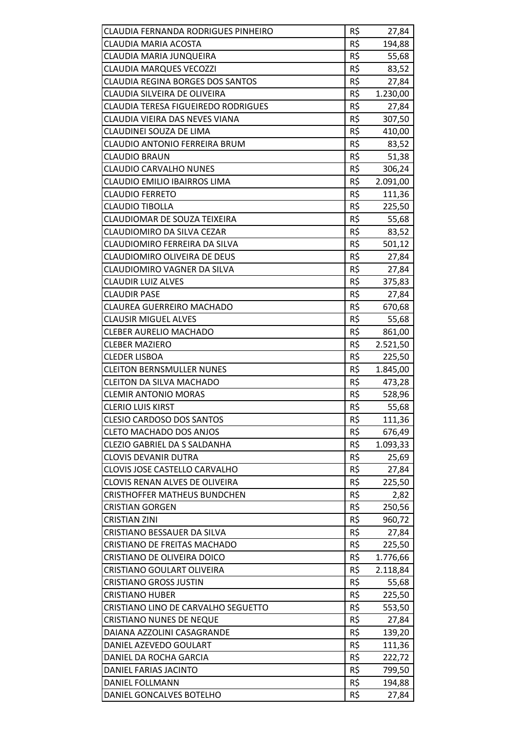| | | |
|---|---|---|
| CLAUDIA FERNANDA RODRIGUES PINHEIRO | R$ | 27,84 |
| CLAUDIA MARIA ACOSTA | R$ | 194,88 |
| CLAUDIA MARIA JUNQUEIRA | R$ | 55,68 |
| CLAUDIA MARQUES VECOZZI | R$ | 83,52 |
| CLAUDIA REGINA BORGES DOS SANTOS | R$ | 27,84 |
| CLAUDIA SILVEIRA DE OLIVEIRA | R$ | 1.230,00 |
| CLAUDIA TERESA FIGUEIREDO RODRIGUES | R$ | 27,84 |
| CLAUDIA VIEIRA DAS NEVES VIANA | R$ | 307,50 |
| CLAUDINEI SOUZA DE LIMA | R$ | 410,00 |
| CLAUDIO ANTONIO FERREIRA BRUM | R$ | 83,52 |
| CLAUDIO BRAUN | R$ | 51,38 |
| CLAUDIO CARVALHO NUNES | R$ | 306,24 |
| CLAUDIO EMILIO IBAIRROS LIMA | R$ | 2.091,00 |
| CLAUDIO FERRETO | R$ | 111,36 |
| CLAUDIO TIBOLLA | R$ | 225,50 |
| CLAUDIOMAR DE SOUZA TEIXEIRA | R$ | 55,68 |
| CLAUDIOMIRO DA SILVA CEZAR | R$ | 83,52 |
| CLAUDIOMIRO FERREIRA DA SILVA | R$ | 501,12 |
| CLAUDIOMIRO OLIVEIRA DE DEUS | R$ | 27,84 |
| CLAUDIOMIRO VAGNER DA SILVA | R$ | 27,84 |
| CLAUDIR LUIZ ALVES | R$ | 375,83 |
| CLAUDIR PASE | R$ | 27,84 |
| CLAUREA GUERREIRO MACHADO | R$ | 670,68 |
| CLAUSIR MIGUEL ALVES | R$ | 55,68 |
| CLEBER AURELIO MACHADO | R$ | 861,00 |
| CLEBER MAZIERO | R$ | 2.521,50 |
| CLEDER LISBOA | R$ | 225,50 |
| CLEITON BERNSMULLER NUNES | R$ | 1.845,00 |
| CLEITON DA SILVA MACHADO | R$ | 473,28 |
| CLEMIR ANTONIO MORAS | R$ | 528,96 |
| CLERIO LUIS KIRST | R$ | 55,68 |
| CLESIO CARDOSO DOS SANTOS | R$ | 111,36 |
| CLETO MACHADO DOS ANJOS | R$ | 676,49 |
| CLEZIO GABRIEL DA S SALDANHA | R$ | 1.093,33 |
| CLOVIS DEVANIR DUTRA | R$ | 25,69 |
| CLOVIS JOSE CASTELLO CARVALHO | R$ | 27,84 |
| CLOVIS RENAN ALVES DE OLIVEIRA | R$ | 225,50 |
| CRISTHOFFER MATHEUS BUNDCHEN | R$ | 2,82 |
| CRISTIAN GORGEN | R$ | 250,56 |
| CRISTIAN ZINI | R$ | 960,72 |
| CRISTIANO BESSAUER DA SILVA | R$ | 27,84 |
| CRISTIANO DE FREITAS MACHADO | R$ | 225,50 |
| CRISTIANO DE OLIVEIRA DOICO | R$ | 1.776,66 |
| CRISTIANO GOULART OLIVEIRA | R$ | 2.118,84 |
| CRISTIANO GROSS JUSTIN | R$ | 55,68 |
| CRISTIANO HUBER | R$ | 225,50 |
| CRISTIANO LINO DE CARVALHO SEGUETTO | R$ | 553,50 |
| CRISTIANO NUNES DE NEQUE | R$ | 27,84 |
| DAIANA AZZOLINI CASAGRANDE | R$ | 139,20 |
| DANIEL AZEVEDO GOULART | R$ | 111,36 |
| DANIEL DA ROCHA GARCIA | R$ | 222,72 |
| DANIEL FARIAS JACINTO | R$ | 799,50 |
| DANIEL FOLLMANN | R$ | 194,88 |
| DANIEL GONCALVES BOTELHO | R$ | 27,84 |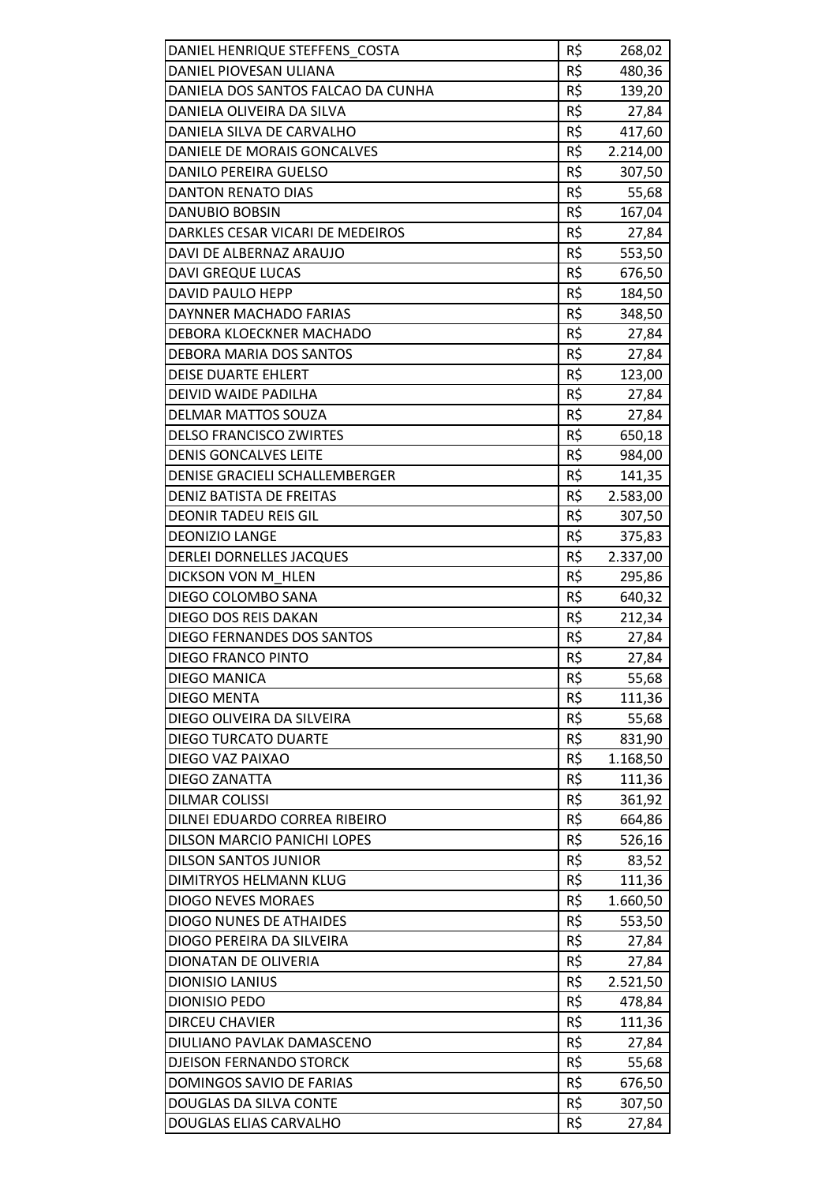| | | |
|---|---|---|
| DANIEL HENRIQUE STEFFENS_COSTA | R$ | 268,02 |
| DANIEL PIOVESAN ULIANA | R$ | 480,36 |
| DANIELA DOS SANTOS FALCAO DA CUNHA | R$ | 139,20 |
| DANIELA OLIVEIRA DA SILVA | R$ | 27,84 |
| DANIELA SILVA DE CARVALHO | R$ | 417,60 |
| DANIELE DE MORAIS GONCALVES | R$ | 2.214,00 |
| DANILO PEREIRA GUELSO | R$ | 307,50 |
| DANTON RENATO DIAS | R$ | 55,68 |
| DANUBIO BOBSIN | R$ | 167,04 |
| DARKLES CESAR VICARI DE MEDEIROS | R$ | 27,84 |
| DAVI DE ALBERNAZ ARAUJO | R$ | 553,50 |
| DAVI GREQUE LUCAS | R$ | 676,50 |
| DAVID PAULO HEPP | R$ | 184,50 |
| DAYNNER MACHADO FARIAS | R$ | 348,50 |
| DEBORA KLOECKNER MACHADO | R$ | 27,84 |
| DEBORA MARIA DOS SANTOS | R$ | 27,84 |
| DEISE DUARTE EHLERT | R$ | 123,00 |
| DEIVID WAIDE PADILHA | R$ | 27,84 |
| DELMAR MATTOS SOUZA | R$ | 27,84 |
| DELSO FRANCISCO ZWIRTES | R$ | 650,18 |
| DENIS GONCALVES LEITE | R$ | 984,00 |
| DENISE GRACIELI SCHALLEMBERGER | R$ | 141,35 |
| DENIZ BATISTA DE FREITAS | R$ | 2.583,00 |
| DEONIR TADEU REIS GIL | R$ | 307,50 |
| DEONIZIO LANGE | R$ | 375,83 |
| DERLEI DORNELLES JACQUES | R$ | 2.337,00 |
| DICKSON VON M_HLEN | R$ | 295,86 |
| DIEGO COLOMBO SANA | R$ | 640,32 |
| DIEGO DOS REIS DAKAN | R$ | 212,34 |
| DIEGO FERNANDES DOS SANTOS | R$ | 27,84 |
| DIEGO FRANCO PINTO | R$ | 27,84 |
| DIEGO MANICA | R$ | 55,68 |
| DIEGO MENTA | R$ | 111,36 |
| DIEGO OLIVEIRA DA SILVEIRA | R$ | 55,68 |
| DIEGO TURCATO DUARTE | R$ | 831,90 |
| DIEGO VAZ PAIXAO | R$ | 1.168,50 |
| DIEGO ZANATTA | R$ | 111,36 |
| DILMAR COLISSI | R$ | 361,92 |
| DILNEI EDUARDO CORREA RIBEIRO | R$ | 664,86 |
| DILSON MARCIO PANICHI LOPES | R$ | 526,16 |
| DILSON SANTOS JUNIOR | R$ | 83,52 |
| DIMITRYOS HELMANN KLUG | R$ | 111,36 |
| DIOGO NEVES MORAES | R$ | 1.660,50 |
| DIOGO NUNES DE ATHAIDES | R$ | 553,50 |
| DIOGO PEREIRA DA SILVEIRA | R$ | 27,84 |
| DIONATAN DE OLIVERIA | R$ | 27,84 |
| DIONISIO LANIUS | R$ | 2.521,50 |
| DIONISIO PEDO | R$ | 478,84 |
| DIRCEU CHAVIER | R$ | 111,36 |
| DIULIANO PAVLAK DAMASCENO | R$ | 27,84 |
| DJEISON FERNANDO STORCK | R$ | 55,68 |
| DOMINGOS SAVIO DE FARIAS | R$ | 676,50 |
| DOUGLAS DA SILVA CONTE | R$ | 307,50 |
| DOUGLAS ELIAS CARVALHO | R$ | 27,84 |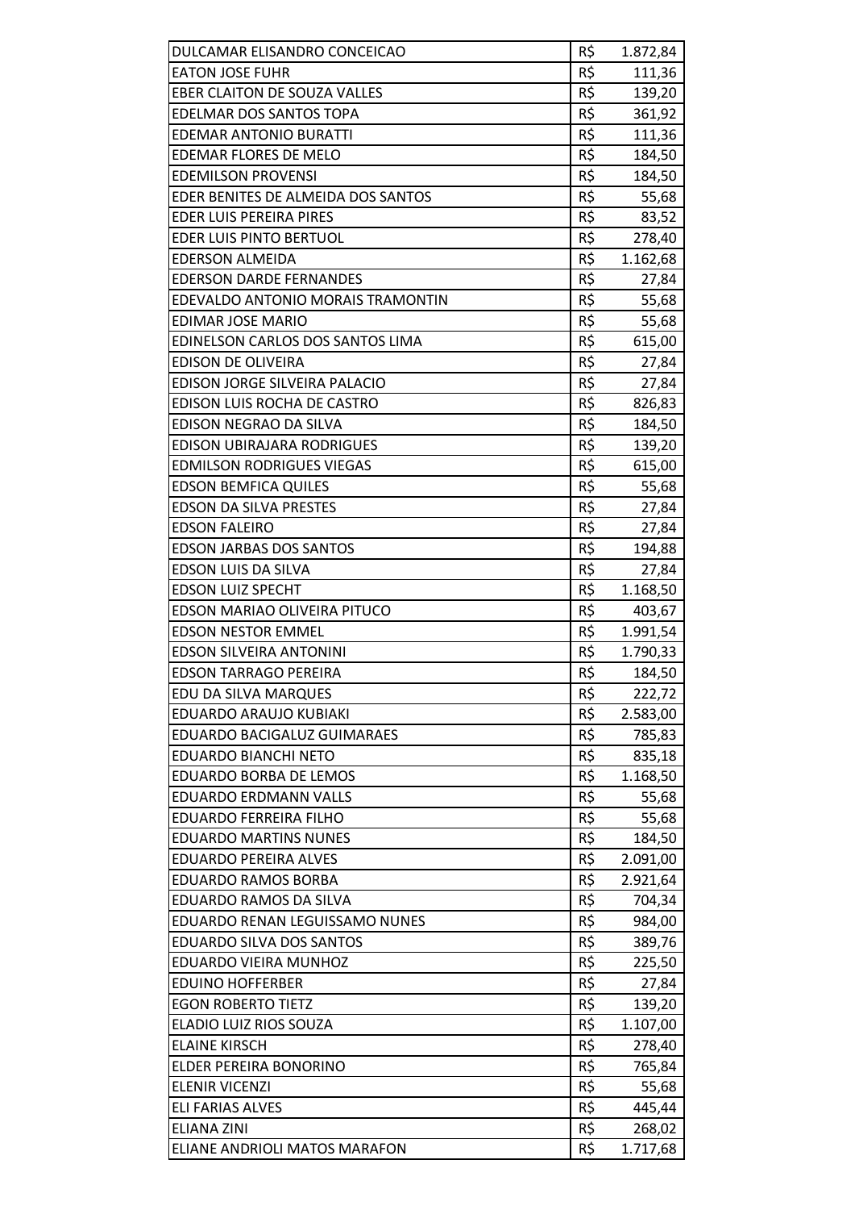| | | |
|---|---|---|
| DULCAMAR ELISANDRO CONCEICAO | R$ | 1.872,84 |
| EATON JOSE FUHR | R$ | 111,36 |
| EBER CLAITON DE SOUZA VALLES | R$ | 139,20 |
| EDELMAR DOS SANTOS TOPA | R$ | 361,92 |
| EDEMAR ANTONIO BURATTI | R$ | 111,36 |
| EDEMAR FLORES DE MELO | R$ | 184,50 |
| EDEMILSON PROVENSI | R$ | 184,50 |
| EDER BENITES DE ALMEIDA DOS SANTOS | R$ | 55,68 |
| EDER LUIS PEREIRA PIRES | R$ | 83,52 |
| EDER LUIS PINTO BERTUOL | R$ | 278,40 |
| EDERSON ALMEIDA | R$ | 1.162,68 |
| EDERSON DARDE FERNANDES | R$ | 27,84 |
| EDEVALDO ANTONIO MORAIS TRAMONTIN | R$ | 55,68 |
| EDIMAR JOSE MARIO | R$ | 55,68 |
| EDINELSON CARLOS DOS SANTOS LIMA | R$ | 615,00 |
| EDISON DE OLIVEIRA | R$ | 27,84 |
| EDISON JORGE SILVEIRA PALACIO | R$ | 27,84 |
| EDISON LUIS ROCHA DE CASTRO | R$ | 826,83 |
| EDISON NEGRAO DA SILVA | R$ | 184,50 |
| EDISON UBIRAJARA RODRIGUES | R$ | 139,20 |
| EDMILSON RODRIGUES VIEGAS | R$ | 615,00 |
| EDSON BEMFICA QUILES | R$ | 55,68 |
| EDSON DA SILVA PRESTES | R$ | 27,84 |
| EDSON FALEIRO | R$ | 27,84 |
| EDSON JARBAS DOS SANTOS | R$ | 194,88 |
| EDSON LUIS DA SILVA | R$ | 27,84 |
| EDSON LUIZ SPECHT | R$ | 1.168,50 |
| EDSON MARIAO OLIVEIRA PITUCO | R$ | 403,67 |
| EDSON NESTOR EMMEL | R$ | 1.991,54 |
| EDSON SILVEIRA ANTONINI | R$ | 1.790,33 |
| EDSON TARRAGO PEREIRA | R$ | 184,50 |
| EDU DA SILVA MARQUES | R$ | 222,72 |
| EDUARDO ARAUJO KUBIAKI | R$ | 2.583,00 |
| EDUARDO BACIGALUZ GUIMARAES | R$ | 785,83 |
| EDUARDO BIANCHI NETO | R$ | 835,18 |
| EDUARDO BORBA DE LEMOS | R$ | 1.168,50 |
| EDUARDO ERDMANN VALLS | R$ | 55,68 |
| EDUARDO FERREIRA FILHO | R$ | 55,68 |
| EDUARDO MARTINS NUNES | R$ | 184,50 |
| EDUARDO PEREIRA ALVES | R$ | 2.091,00 |
| EDUARDO RAMOS BORBA | R$ | 2.921,64 |
| EDUARDO RAMOS DA SILVA | R$ | 704,34 |
| EDUARDO RENAN LEGUISSAMO NUNES | R$ | 984,00 |
| EDUARDO SILVA DOS SANTOS | R$ | 389,76 |
| EDUARDO VIEIRA MUNHOZ | R$ | 225,50 |
| EDUINO HOFFERBER | R$ | 27,84 |
| EGON ROBERTO TIETZ | R$ | 139,20 |
| ELADIO LUIZ RIOS SOUZA | R$ | 1.107,00 |
| ELAINE KIRSCH | R$ | 278,40 |
| ELDER PEREIRA BONORINO | R$ | 765,84 |
| ELENIR VICENZI | R$ | 55,68 |
| ELI FARIAS ALVES | R$ | 445,44 |
| ELIANA ZINI | R$ | 268,02 |
| ELIANE ANDRIOLI MATOS MARAFON | R$ | 1.717,68 |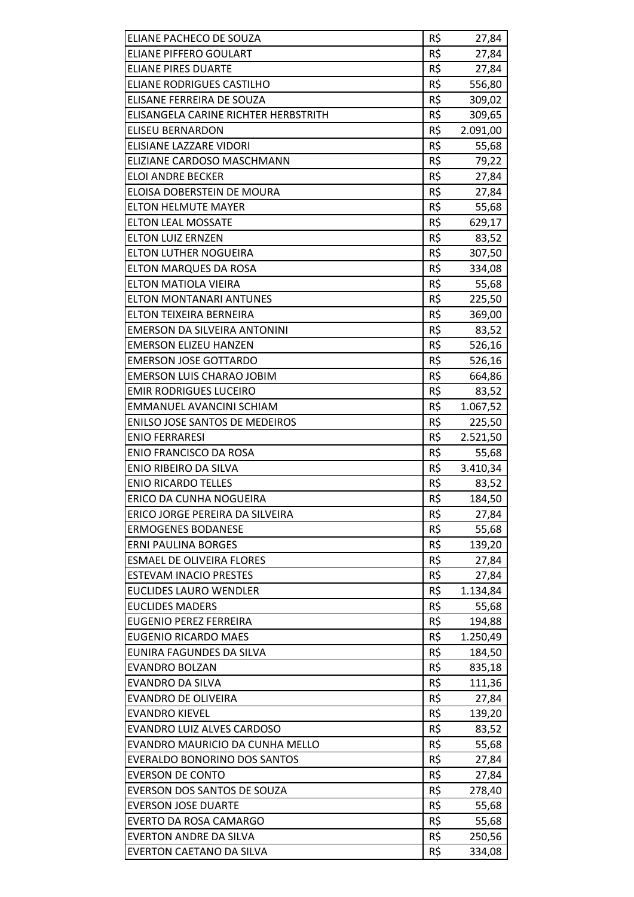| | | |
|---|---|---|
| ELIANE PACHECO DE SOUZA | R$ | 27,84 |
| ELIANE PIFFERO GOULART | R$ | 27,84 |
| ELIANE PIRES DUARTE | R$ | 27,84 |
| ELIANE RODRIGUES CASTILHO | R$ | 556,80 |
| ELISANE FERREIRA DE SOUZA | R$ | 309,02 |
| ELISANGELA CARINE RICHTER HERBSTRITH | R$ | 309,65 |
| ELISEU BERNARDON | R$ | 2.091,00 |
| ELISIANE LAZZARE VIDORI | R$ | 55,68 |
| ELIZIANE CARDOSO MASCHMANN | R$ | 79,22 |
| ELOI ANDRE BECKER | R$ | 27,84 |
| ELOISA DOBERSTEIN DE MOURA | R$ | 27,84 |
| ELTON HELMUTE MAYER | R$ | 55,68 |
| ELTON LEAL MOSSATE | R$ | 629,17 |
| ELTON LUIZ ERNZEN | R$ | 83,52 |
| ELTON LUTHER NOGUEIRA | R$ | 307,50 |
| ELTON MARQUES DA ROSA | R$ | 334,08 |
| ELTON MATIOLA VIEIRA | R$ | 55,68 |
| ELTON MONTANARI ANTUNES | R$ | 225,50 |
| ELTON TEIXEIRA BERNEIRA | R$ | 369,00 |
| EMERSON DA SILVEIRA ANTONINI | R$ | 83,52 |
| EMERSON ELIZEU HANZEN | R$ | 526,16 |
| EMERSON JOSE GOTTARDO | R$ | 526,16 |
| EMERSON LUIS CHARAO JOBIM | R$ | 664,86 |
| EMIR RODRIGUES LUCEIRO | R$ | 83,52 |
| EMMANUEL AVANCINI SCHIAM | R$ | 1.067,52 |
| ENILSO JOSE SANTOS DE MEDEIROS | R$ | 225,50 |
| ENIO FERRARESI | R$ | 2.521,50 |
| ENIO FRANCISCO DA ROSA | R$ | 55,68 |
| ENIO RIBEIRO DA SILVA | R$ | 3.410,34 |
| ENIO RICARDO TELLES | R$ | 83,52 |
| ERICO DA CUNHA NOGUEIRA | R$ | 184,50 |
| ERICO JORGE PEREIRA DA SILVEIRA | R$ | 27,84 |
| ERMOGENES BODANESE | R$ | 55,68 |
| ERNI PAULINA BORGES | R$ | 139,20 |
| ESMAEL DE OLIVEIRA FLORES | R$ | 27,84 |
| ESTEVAM INACIO PRESTES | R$ | 27,84 |
| EUCLIDES LAURO WENDLER | R$ | 1.134,84 |
| EUCLIDES MADERS | R$ | 55,68 |
| EUGENIO PEREZ FERREIRA | R$ | 194,88 |
| EUGENIO RICARDO MAES | R$ | 1.250,49 |
| EUNIRA FAGUNDES DA SILVA | R$ | 184,50 |
| EVANDRO BOLZAN | R$ | 835,18 |
| EVANDRO DA SILVA | R$ | 111,36 |
| EVANDRO DE OLIVEIRA | R$ | 27,84 |
| EVANDRO KIEVEL | R$ | 139,20 |
| EVANDRO LUIZ ALVES CARDOSO | R$ | 83,52 |
| EVANDRO MAURICIO DA CUNHA MELLO | R$ | 55,68 |
| EVERALDO BONORINO DOS SANTOS | R$ | 27,84 |
| EVERSON DE CONTO | R$ | 27,84 |
| EVERSON DOS SANTOS DE SOUZA | R$ | 278,40 |
| EVERSON JOSE DUARTE | R$ | 55,68 |
| EVERTO DA ROSA CAMARGO | R$ | 55,68 |
| EVERTON ANDRE DA SILVA | R$ | 250,56 |
| EVERTON CAETANO DA SILVA | R$ | 334,08 |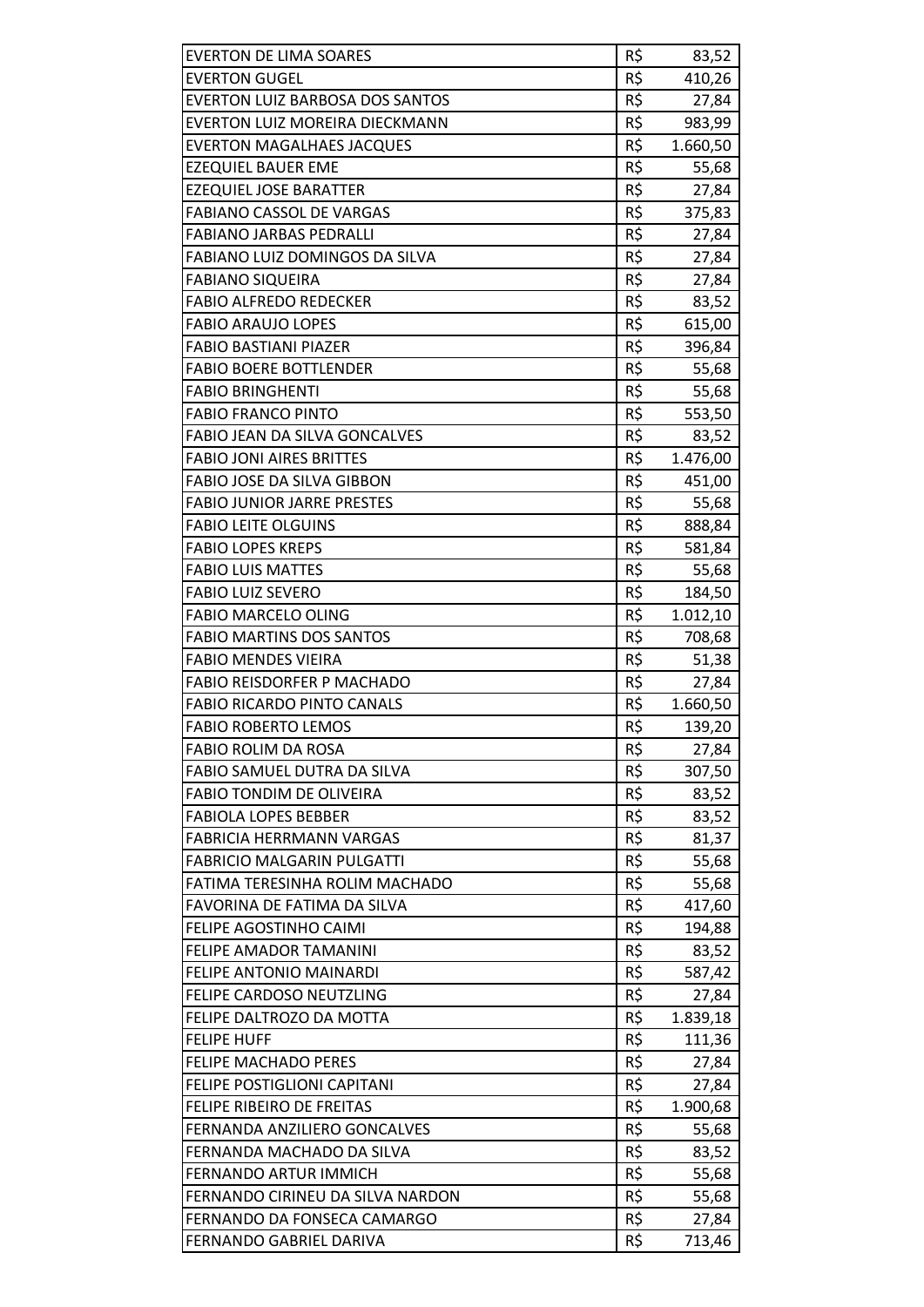| | | |
|---|---|---|
| EVERTON DE LIMA SOARES | R$ | 83,52 |
| EVERTON GUGEL | R$ | 410,26 |
| EVERTON LUIZ BARBOSA DOS SANTOS | R$ | 27,84 |
| EVERTON LUIZ MOREIRA DIECKMANN | R$ | 983,99 |
| EVERTON MAGALHAES JACQUES | R$ | 1.660,50 |
| EZEQUIEL BAUER EME | R$ | 55,68 |
| EZEQUIEL JOSE BARATTER | R$ | 27,84 |
| FABIANO CASSOL DE VARGAS | R$ | 375,83 |
| FABIANO JARBAS PEDRALLI | R$ | 27,84 |
| FABIANO LUIZ DOMINGOS DA SILVA | R$ | 27,84 |
| FABIANO SIQUEIRA | R$ | 27,84 |
| FABIO ALFREDO REDECKER | R$ | 83,52 |
| FABIO ARAUJO LOPES | R$ | 615,00 |
| FABIO BASTIANI PIAZER | R$ | 396,84 |
| FABIO BOERE BOTTLENDER | R$ | 55,68 |
| FABIO BRINGHENTI | R$ | 55,68 |
| FABIO FRANCO PINTO | R$ | 553,50 |
| FABIO JEAN DA SILVA GONCALVES | R$ | 83,52 |
| FABIO JONI AIRES BRITTES | R$ | 1.476,00 |
| FABIO JOSE DA SILVA GIBBON | R$ | 451,00 |
| FABIO JUNIOR JARRE PRESTES | R$ | 55,68 |
| FABIO LEITE OLGUINS | R$ | 888,84 |
| FABIO LOPES KREPS | R$ | 581,84 |
| FABIO LUIS MATTES | R$ | 55,68 |
| FABIO LUIZ SEVERO | R$ | 184,50 |
| FABIO MARCELO OLING | R$ | 1.012,10 |
| FABIO MARTINS DOS SANTOS | R$ | 708,68 |
| FABIO MENDES VIEIRA | R$ | 51,38 |
| FABIO REISDORFER P MACHADO | R$ | 27,84 |
| FABIO RICARDO PINTO CANALS | R$ | 1.660,50 |
| FABIO ROBERTO LEMOS | R$ | 139,20 |
| FABIO ROLIM DA ROSA | R$ | 27,84 |
| FABIO SAMUEL DUTRA DA SILVA | R$ | 307,50 |
| FABIO TONDIM DE OLIVEIRA | R$ | 83,52 |
| FABIOLA LOPES BEBBER | R$ | 83,52 |
| FABRICIA HERRMANN VARGAS | R$ | 81,37 |
| FABRICIO MALGARIN PULGATTI | R$ | 55,68 |
| FATIMA TERESINHA ROLIM MACHADO | R$ | 55,68 |
| FAVORINA DE FATIMA DA SILVA | R$ | 417,60 |
| FELIPE AGOSTINHO CAIMI | R$ | 194,88 |
| FELIPE AMADOR TAMANINI | R$ | 83,52 |
| FELIPE ANTONIO MAINARDI | R$ | 587,42 |
| FELIPE CARDOSO NEUTZLING | R$ | 27,84 |
| FELIPE DALTROZO DA MOTTA | R$ | 1.839,18 |
| FELIPE HUFF | R$ | 111,36 |
| FELIPE MACHADO PERES | R$ | 27,84 |
| FELIPE POSTIGLIONI CAPITANI | R$ | 27,84 |
| FELIPE RIBEIRO DE FREITAS | R$ | 1.900,68 |
| FERNANDA ANZILIERO GONCALVES | R$ | 55,68 |
| FERNANDA MACHADO DA SILVA | R$ | 83,52 |
| FERNANDO ARTUR IMMICH | R$ | 55,68 |
| FERNANDO CIRINEU DA SILVA NARDON | R$ | 55,68 |
| FERNANDO DA FONSECA CAMARGO | R$ | 27,84 |
| FERNANDO GABRIEL DARIVA | R$ | 713,46 |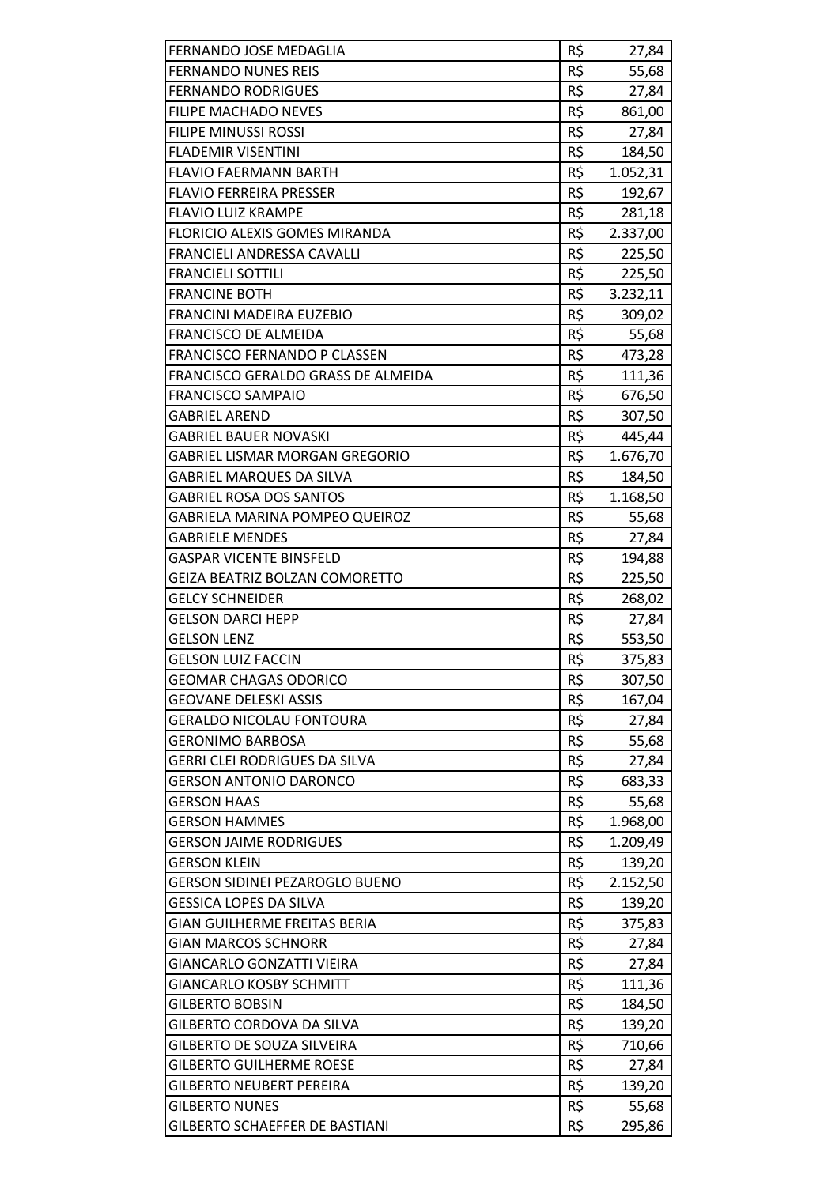| | | |
|---|---|---|
| FERNANDO JOSE MEDAGLIA | R$ | 27,84 |
| FERNANDO NUNES REIS | R$ | 55,68 |
| FERNANDO RODRIGUES | R$ | 27,84 |
| FILIPE MACHADO NEVES | R$ | 861,00 |
| FILIPE MINUSSI ROSSI | R$ | 27,84 |
| FLADEMIR VISENTINI | R$ | 184,50 |
| FLAVIO FAERMANN BARTH | R$ | 1.052,31 |
| FLAVIO FERREIRA PRESSER | R$ | 192,67 |
| FLAVIO LUIZ KRAMPE | R$ | 281,18 |
| FLORICIO ALEXIS GOMES MIRANDA | R$ | 2.337,00 |
| FRANCIELI ANDRESSA CAVALLI | R$ | 225,50 |
| FRANCIELI SOTTILI | R$ | 225,50 |
| FRANCINE BOTH | R$ | 3.232,11 |
| FRANCINI MADEIRA EUZEBIO | R$ | 309,02 |
| FRANCISCO DE ALMEIDA | R$ | 55,68 |
| FRANCISCO FERNANDO P CLASSEN | R$ | 473,28 |
| FRANCISCO GERALDO GRASS DE ALMEIDA | R$ | 111,36 |
| FRANCISCO SAMPAIO | R$ | 676,50 |
| GABRIEL AREND | R$ | 307,50 |
| GABRIEL BAUER NOVASKI | R$ | 445,44 |
| GABRIEL LISMAR MORGAN GREGORIO | R$ | 1.676,70 |
| GABRIEL MARQUES DA SILVA | R$ | 184,50 |
| GABRIEL ROSA DOS SANTOS | R$ | 1.168,50 |
| GABRIELA MARINA POMPEO QUEIROZ | R$ | 55,68 |
| GABRIELE MENDES | R$ | 27,84 |
| GASPAR VICENTE BINSFELD | R$ | 194,88 |
| GEIZA BEATRIZ BOLZAN COMORETTO | R$ | 225,50 |
| GELCY SCHNEIDER | R$ | 268,02 |
| GELSON DARCI HEPP | R$ | 27,84 |
| GELSON LENZ | R$ | 553,50 |
| GELSON LUIZ FACCIN | R$ | 375,83 |
| GEOMAR CHAGAS ODORICO | R$ | 307,50 |
| GEOVANE DELESKI ASSIS | R$ | 167,04 |
| GERALDO NICOLAU FONTOURA | R$ | 27,84 |
| GERONIMO BARBOSA | R$ | 55,68 |
| GERRI CLEI RODRIGUES DA SILVA | R$ | 27,84 |
| GERSON ANTONIO DARONCO | R$ | 683,33 |
| GERSON HAAS | R$ | 55,68 |
| GERSON HAMMES | R$ | 1.968,00 |
| GERSON JAIME RODRIGUES | R$ | 1.209,49 |
| GERSON KLEIN | R$ | 139,20 |
| GERSON SIDINEI PEZAROGLO BUENO | R$ | 2.152,50 |
| GESSICA LOPES DA SILVA | R$ | 139,20 |
| GIAN GUILHERME FREITAS BERIA | R$ | 375,83 |
| GIAN MARCOS SCHNORR | R$ | 27,84 |
| GIANCARLO GONZATTI VIEIRA | R$ | 27,84 |
| GIANCARLO KOSBY SCHMITT | R$ | 111,36 |
| GILBERTO BOBSIN | R$ | 184,50 |
| GILBERTO CORDOVA DA SILVA | R$ | 139,20 |
| GILBERTO DE SOUZA SILVEIRA | R$ | 710,66 |
| GILBERTO GUILHERME ROESE | R$ | 27,84 |
| GILBERTO NEUBERT PEREIRA | R$ | 139,20 |
| GILBERTO NUNES | R$ | 55,68 |
| GILBERTO SCHAEFFER DE BASTIANI | R$ | 295,86 |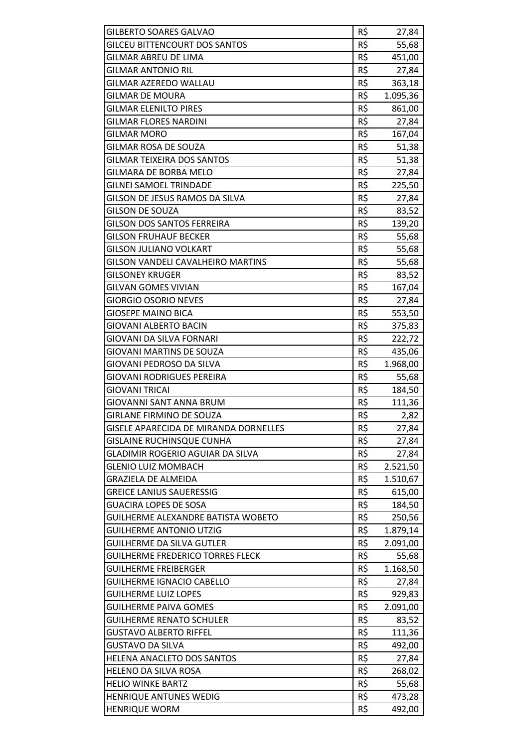| | | |
|---|---|---|
| GILBERTO SOARES GALVAO | R$ | 27,84 |
| GILCEU BITTENCOURT DOS SANTOS | R$ | 55,68 |
| GILMAR ABREU DE LIMA | R$ | 451,00 |
| GILMAR ANTONIO RIL | R$ | 27,84 |
| GILMAR AZEREDO WALLAU | R$ | 363,18 |
| GILMAR DE MOURA | R$ | 1.095,36 |
| GILMAR ELENILTO PIRES | R$ | 861,00 |
| GILMAR FLORES NARDINI | R$ | 27,84 |
| GILMAR MORO | R$ | 167,04 |
| GILMAR ROSA DE SOUZA | R$ | 51,38 |
| GILMAR TEIXEIRA DOS SANTOS | R$ | 51,38 |
| GILMARA DE BORBA MELO | R$ | 27,84 |
| GILNEI SAMOEL TRINDADE | R$ | 225,50 |
| GILSON DE JESUS RAMOS DA SILVA | R$ | 27,84 |
| GILSON DE SOUZA | R$ | 83,52 |
| GILSON DOS SANTOS FERREIRA | R$ | 139,20 |
| GILSON FRUHAUF BECKER | R$ | 55,68 |
| GILSON JULIANO VOLKART | R$ | 55,68 |
| GILSON VANDELI CAVALHEIRO MARTINS | R$ | 55,68 |
| GILSONEY KRUGER | R$ | 83,52 |
| GILVAN GOMES VIVIAN | R$ | 167,04 |
| GIORGIO OSORIO NEVES | R$ | 27,84 |
| GIOSEPE MAINO BICA | R$ | 553,50 |
| GIOVANI ALBERTO BACIN | R$ | 375,83 |
| GIOVANI DA SILVA FORNARI | R$ | 222,72 |
| GIOVANI MARTINS DE SOUZA | R$ | 435,06 |
| GIOVANI PEDROSO DA SILVA | R$ | 1.968,00 |
| GIOVANI RODRIGUES PEREIRA | R$ | 55,68 |
| GIOVANI TRICAI | R$ | 184,50 |
| GIOVANNI SANT ANNA BRUM | R$ | 111,36 |
| GIRLANE FIRMINO DE SOUZA | R$ | 2,82 |
| GISELE APARECIDA DE MIRANDA DORNELLES | R$ | 27,84 |
| GISLAINE RUCHINSQUE CUNHA | R$ | 27,84 |
| GLADIMIR ROGERIO AGUIAR DA SILVA | R$ | 27,84 |
| GLENIO LUIZ MOMBACH | R$ | 2.521,50 |
| GRAZIELA DE ALMEIDA | R$ | 1.510,67 |
| GREICE LANIUS SAUERESSIG | R$ | 615,00 |
| GUACIRA LOPES DE SOSA | R$ | 184,50 |
| GUILHERME ALEXANDRE BATISTA WOBETO | R$ | 250,56 |
| GUILHERME ANTONIO UTZIG | R$ | 1.879,14 |
| GUILHERME DA SILVA GUTLER | R$ | 2.091,00 |
| GUILHERME FREDERICO TORRES FLECK | R$ | 55,68 |
| GUILHERME FREIBERGER | R$ | 1.168,50 |
| GUILHERME IGNACIO CABELLO | R$ | 27,84 |
| GUILHERME LUIZ LOPES | R$ | 929,83 |
| GUILHERME PAIVA GOMES | R$ | 2.091,00 |
| GUILHERME RENATO SCHULER | R$ | 83,52 |
| GUSTAVO ALBERTO RIFFEL | R$ | 111,36 |
| GUSTAVO DA SILVA | R$ | 492,00 |
| HELENA ANACLETO DOS SANTOS | R$ | 27,84 |
| HELENO DA SILVA ROSA | R$ | 268,02 |
| HELIO WINKE BARTZ | R$ | 55,68 |
| HENRIQUE ANTUNES WEDIG | R$ | 473,28 |
| HENRIQUE WORM | R$ | 492,00 |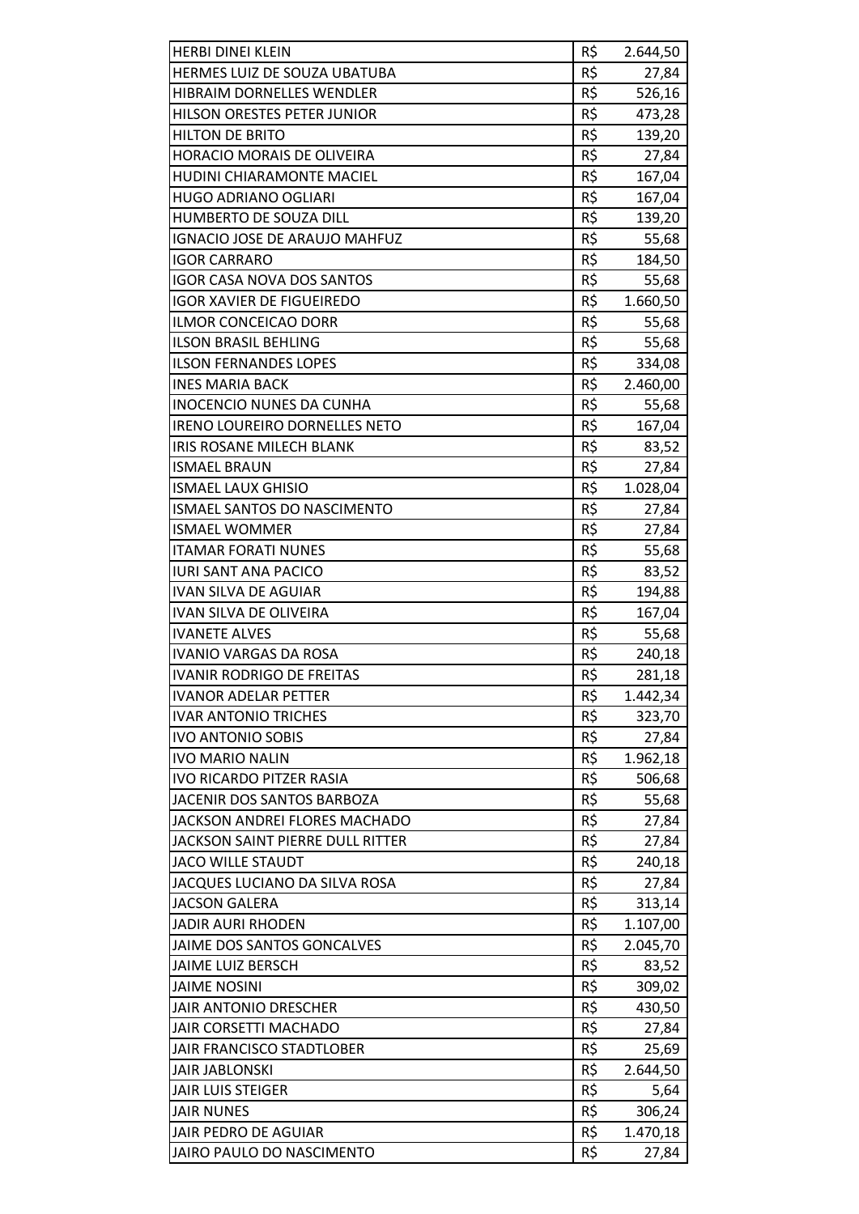| | | |
|---|---|---|
| HERBI DINEI KLEIN | R$ | 2.644,50 |
| HERMES LUIZ DE SOUZA UBATUBA | R$ | 27,84 |
| HIBRAIM DORNELLES WENDLER | R$ | 526,16 |
| HILSON ORESTES PETER JUNIOR | R$ | 473,28 |
| HILTON DE BRITO | R$ | 139,20 |
| HORACIO MORAIS DE OLIVEIRA | R$ | 27,84 |
| HUDINI CHIARAMONTE MACIEL | R$ | 167,04 |
| HUGO ADRIANO OGLIARI | R$ | 167,04 |
| HUMBERTO DE SOUZA DILL | R$ | 139,20 |
| IGNACIO JOSE DE ARAUJO MAHFUZ | R$ | 55,68 |
| IGOR CARRARO | R$ | 184,50 |
| IGOR CASA NOVA DOS SANTOS | R$ | 55,68 |
| IGOR XAVIER DE FIGUEIREDO | R$ | 1.660,50 |
| ILMOR CONCEICAO DORR | R$ | 55,68 |
| ILSON BRASIL BEHLING | R$ | 55,68 |
| ILSON FERNANDES LOPES | R$ | 334,08 |
| INES MARIA BACK | R$ | 2.460,00 |
| INOCENCIO NUNES DA CUNHA | R$ | 55,68 |
| IRENO LOUREIRO DORNELLES NETO | R$ | 167,04 |
| IRIS ROSANE MILECH BLANK | R$ | 83,52 |
| ISMAEL BRAUN | R$ | 27,84 |
| ISMAEL LAUX GHISIO | R$ | 1.028,04 |
| ISMAEL SANTOS DO NASCIMENTO | R$ | 27,84 |
| ISMAEL WOMMER | R$ | 27,84 |
| ITAMAR FORATI NUNES | R$ | 55,68 |
| IURI SANT ANA PACICO | R$ | 83,52 |
| IVAN SILVA DE AGUIAR | R$ | 194,88 |
| IVAN SILVA DE OLIVEIRA | R$ | 167,04 |
| IVANETE ALVES | R$ | 55,68 |
| IVANIO VARGAS DA ROSA | R$ | 240,18 |
| IVANIR RODRIGO DE FREITAS | R$ | 281,18 |
| IVANOR ADELAR PETTER | R$ | 1.442,34 |
| IVAR ANTONIO TRICHES | R$ | 323,70 |
| IVO ANTONIO SOBIS | R$ | 27,84 |
| IVO MARIO NALIN | R$ | 1.962,18 |
| IVO RICARDO PITZER RASIA | R$ | 506,68 |
| JACENIR DOS SANTOS BARBOZA | R$ | 55,68 |
| JACKSON ANDREI FLORES MACHADO | R$ | 27,84 |
| JACKSON SAINT PIERRE DULL RITTER | R$ | 27,84 |
| JACO WILLE STAUDT | R$ | 240,18 |
| JACQUES LUCIANO DA SILVA ROSA | R$ | 27,84 |
| JACSON GALERA | R$ | 313,14 |
| JADIR AURI RHODEN | R$ | 1.107,00 |
| JAIME DOS SANTOS GONCALVES | R$ | 2.045,70 |
| JAIME LUIZ BERSCH | R$ | 83,52 |
| JAIME NOSINI | R$ | 309,02 |
| JAIR ANTONIO DRESCHER | R$ | 430,50 |
| JAIR CORSETTI MACHADO | R$ | 27,84 |
| JAIR FRANCISCO STADTLOBER | R$ | 25,69 |
| JAIR JABLONSKI | R$ | 2.644,50 |
| JAIR LUIS STEIGER | R$ | 5,64 |
| JAIR NUNES | R$ | 306,24 |
| JAIR PEDRO DE AGUIAR | R$ | 1.470,18 |
| JAIRO PAULO DO NASCIMENTO | R$ | 27,84 |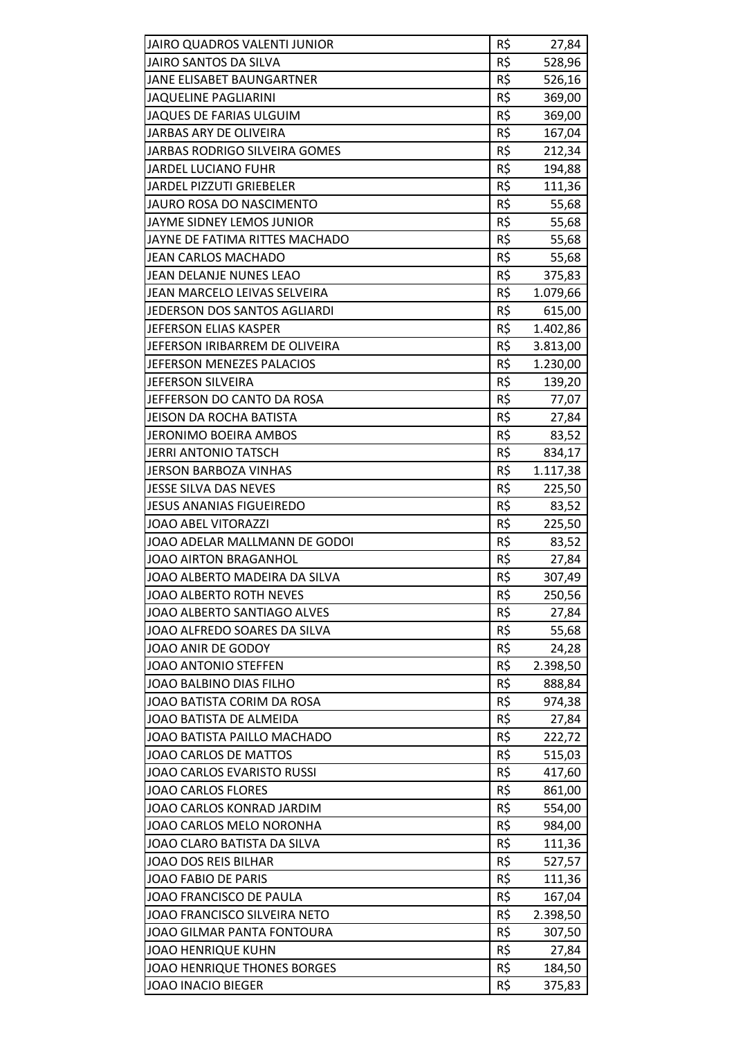| | | |
|---|---|---|
| JAIRO QUADROS VALENTI JUNIOR | R$ | 27,84 |
| JAIRO SANTOS DA SILVA | R$ | 528,96 |
| JANE ELISABET BAUNGARTNER | R$ | 526,16 |
| JAQUELINE PAGLIARINI | R$ | 369,00 |
| JAQUES DE FARIAS ULGUIM | R$ | 369,00 |
| JARBAS ARY DE OLIVEIRA | R$ | 167,04 |
| JARBAS RODRIGO SILVEIRA GOMES | R$ | 212,34 |
| JARDEL LUCIANO FUHR | R$ | 194,88 |
| JARDEL PIZZUTI GRIEBELER | R$ | 111,36 |
| JAURO ROSA DO NASCIMENTO | R$ | 55,68 |
| JAYME SIDNEY LEMOS JUNIOR | R$ | 55,68 |
| JAYNE DE FATIMA RITTES MACHADO | R$ | 55,68 |
| JEAN CARLOS MACHADO | R$ | 55,68 |
| JEAN DELANJE NUNES LEAO | R$ | 375,83 |
| JEAN MARCELO LEIVAS SELVEIRA | R$ | 1.079,66 |
| JEDERSON DOS SANTOS AGLIARDI | R$ | 615,00 |
| JEFERSON ELIAS KASPER | R$ | 1.402,86 |
| JEFERSON IRIBARREM DE OLIVEIRA | R$ | 3.813,00 |
| JEFERSON MENEZES PALACIOS | R$ | 1.230,00 |
| JEFERSON SILVEIRA | R$ | 139,20 |
| JEFFERSON DO CANTO DA ROSA | R$ | 77,07 |
| JEISON DA ROCHA BATISTA | R$ | 27,84 |
| JERONIMO BOEIRA AMBOS | R$ | 83,52 |
| JERRI ANTONIO TATSCH | R$ | 834,17 |
| JERSON BARBOZA VINHAS | R$ | 1.117,38 |
| JESSE SILVA DAS NEVES | R$ | 225,50 |
| JESUS ANANIAS FIGUEIREDO | R$ | 83,52 |
| JOAO ABEL VITORAZZI | R$ | 225,50 |
| JOAO ADELAR MALLMANN DE GODOI | R$ | 83,52 |
| JOAO AIRTON BRAGANHOL | R$ | 27,84 |
| JOAO ALBERTO MADEIRA DA SILVA | R$ | 307,49 |
| JOAO ALBERTO ROTH NEVES | R$ | 250,56 |
| JOAO ALBERTO SANTIAGO ALVES | R$ | 27,84 |
| JOAO ALFREDO SOARES DA SILVA | R$ | 55,68 |
| JOAO ANIR DE GODOY | R$ | 24,28 |
| JOAO ANTONIO STEFFEN | R$ | 2.398,50 |
| JOAO BALBINO DIAS FILHO | R$ | 888,84 |
| JOAO BATISTA CORIM DA ROSA | R$ | 974,38 |
| JOAO BATISTA DE ALMEIDA | R$ | 27,84 |
| JOAO BATISTA PAILLO MACHADO | R$ | 222,72 |
| JOAO CARLOS DE MATTOS | R$ | 515,03 |
| JOAO CARLOS EVARISTO RUSSI | R$ | 417,60 |
| JOAO CARLOS FLORES | R$ | 861,00 |
| JOAO CARLOS KONRAD JARDIM | R$ | 554,00 |
| JOAO CARLOS MELO NORONHA | R$ | 984,00 |
| JOAO CLARO BATISTA DA SILVA | R$ | 111,36 |
| JOAO DOS REIS BILHAR | R$ | 527,57 |
| JOAO FABIO DE PARIS | R$ | 111,36 |
| JOAO FRANCISCO DE PAULA | R$ | 167,04 |
| JOAO FRANCISCO SILVEIRA NETO | R$ | 2.398,50 |
| JOAO GILMAR PANTA FONTOURA | R$ | 307,50 |
| JOAO HENRIQUE KUHN | R$ | 27,84 |
| JOAO HENRIQUE THONES BORGES | R$ | 184,50 |
| JOAO INACIO BIEGER | R$ | 375,83 |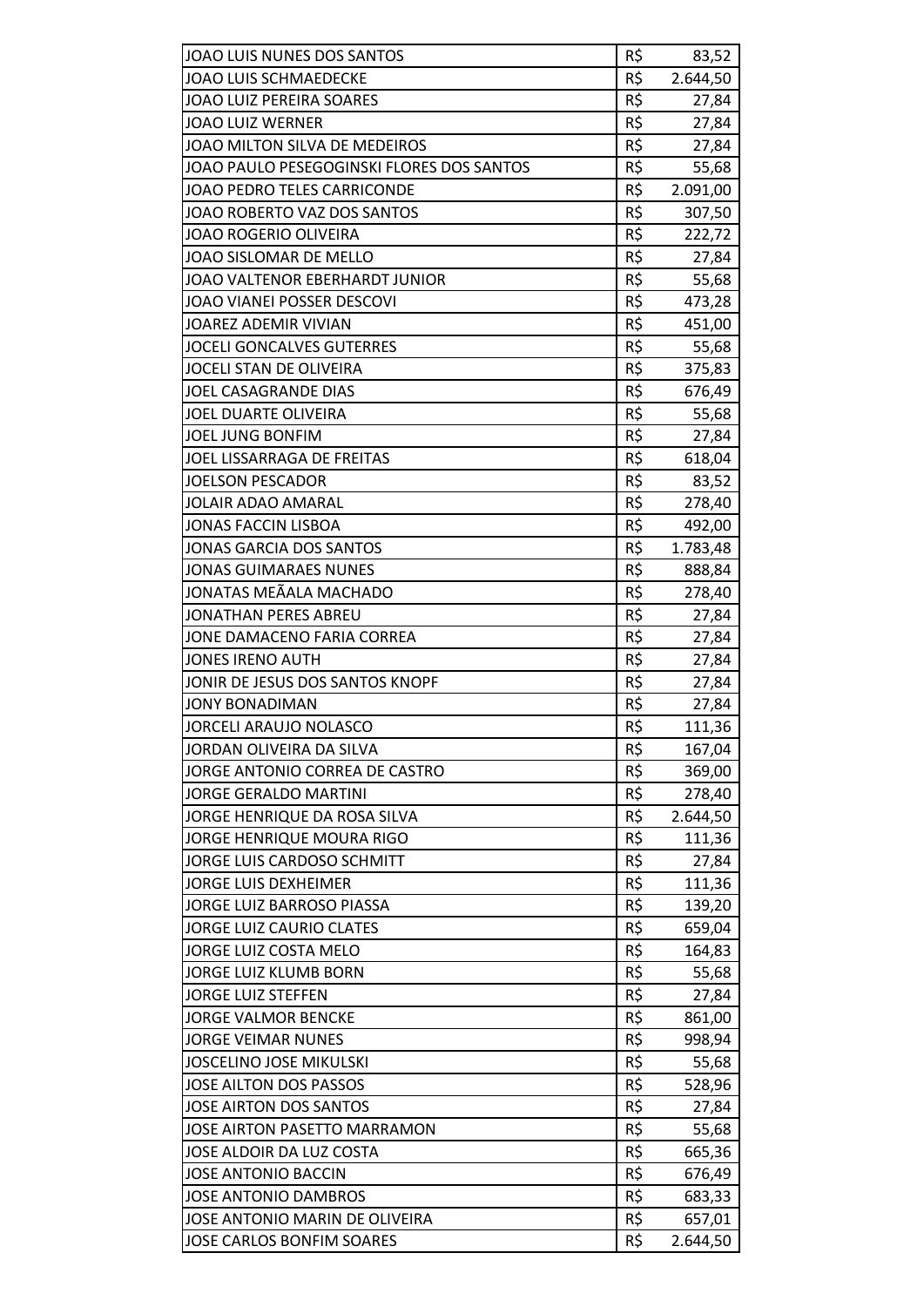| | | |
|---|---|---|
| JOAO LUIS NUNES DOS SANTOS | R$ | 83,52 |
| JOAO LUIS SCHMAEDECKE | R$ | 2.644,50 |
| JOAO LUIZ PEREIRA SOARES | R$ | 27,84 |
| JOAO LUIZ WERNER | R$ | 27,84 |
| JOAO MILTON SILVA DE MEDEIROS | R$ | 27,84 |
| JOAO PAULO PESEGOGINSKI FLORES DOS SANTOS | R$ | 55,68 |
| JOAO PEDRO TELES CARRICONDE | R$ | 2.091,00 |
| JOAO ROBERTO VAZ DOS SANTOS | R$ | 307,50 |
| JOAO ROGERIO OLIVEIRA | R$ | 222,72 |
| JOAO SISLOMAR DE MELLO | R$ | 27,84 |
| JOAO VALTENOR EBERHARDT JUNIOR | R$ | 55,68 |
| JOAO VIANEI POSSER DESCOVI | R$ | 473,28 |
| JOAREZ ADEMIR VIVIAN | R$ | 451,00 |
| JOCELI GONCALVES GUTERRES | R$ | 55,68 |
| JOCELI STAN DE OLIVEIRA | R$ | 375,83 |
| JOEL CASAGRANDE DIAS | R$ | 676,49 |
| JOEL DUARTE OLIVEIRA | R$ | 55,68 |
| JOEL JUNG BONFIM | R$ | 27,84 |
| JOEL LISSARRAGA DE FREITAS | R$ | 618,04 |
| JOELSON PESCADOR | R$ | 83,52 |
| JOLAIR ADAO AMARAL | R$ | 278,40 |
| JONAS FACCIN LISBOA | R$ | 492,00 |
| JONAS GARCIA DOS SANTOS | R$ | 1.783,48 |
| JONAS GUIMARAES NUNES | R$ | 888,84 |
| JONATAS MEÃALA MACHADO | R$ | 278,40 |
| JONATHAN PERES ABREU | R$ | 27,84 |
| JONE DAMACENO FARIA CORREA | R$ | 27,84 |
| JONES IRENO AUTH | R$ | 27,84 |
| JONIR DE JESUS DOS SANTOS KNOPF | R$ | 27,84 |
| JONY BONADIMAN | R$ | 27,84 |
| JORCELI ARAUJO NOLASCO | R$ | 111,36 |
| JORDAN OLIVEIRA DA SILVA | R$ | 167,04 |
| JORGE ANTONIO CORREA DE CASTRO | R$ | 369,00 |
| JORGE GERALDO MARTINI | R$ | 278,40 |
| JORGE HENRIQUE DA ROSA SILVA | R$ | 2.644,50 |
| JORGE HENRIQUE MOURA RIGO | R$ | 111,36 |
| JORGE LUIS CARDOSO SCHMITT | R$ | 27,84 |
| JORGE LUIS DEXHEIMER | R$ | 111,36 |
| JORGE LUIZ BARROSO PIASSA | R$ | 139,20 |
| JORGE LUIZ CAURIO CLATES | R$ | 659,04 |
| JORGE LUIZ COSTA MELO | R$ | 164,83 |
| JORGE LUIZ KLUMB BORN | R$ | 55,68 |
| JORGE LUIZ STEFFEN | R$ | 27,84 |
| JORGE VALMOR BENCKE | R$ | 861,00 |
| JORGE VEIMAR NUNES | R$ | 998,94 |
| JOSCELINO JOSE MIKULSKI | R$ | 55,68 |
| JOSE AILTON DOS PASSOS | R$ | 528,96 |
| JOSE AIRTON DOS SANTOS | R$ | 27,84 |
| JOSE AIRTON PASETTO MARRAMON | R$ | 55,68 |
| JOSE ALDOIR DA LUZ COSTA | R$ | 665,36 |
| JOSE ANTONIO BACCIN | R$ | 676,49 |
| JOSE ANTONIO DAMBROS | R$ | 683,33 |
| JOSE ANTONIO MARIN DE OLIVEIRA | R$ | 657,01 |
| JOSE CARLOS BONFIM SOARES | R$ | 2.644,50 |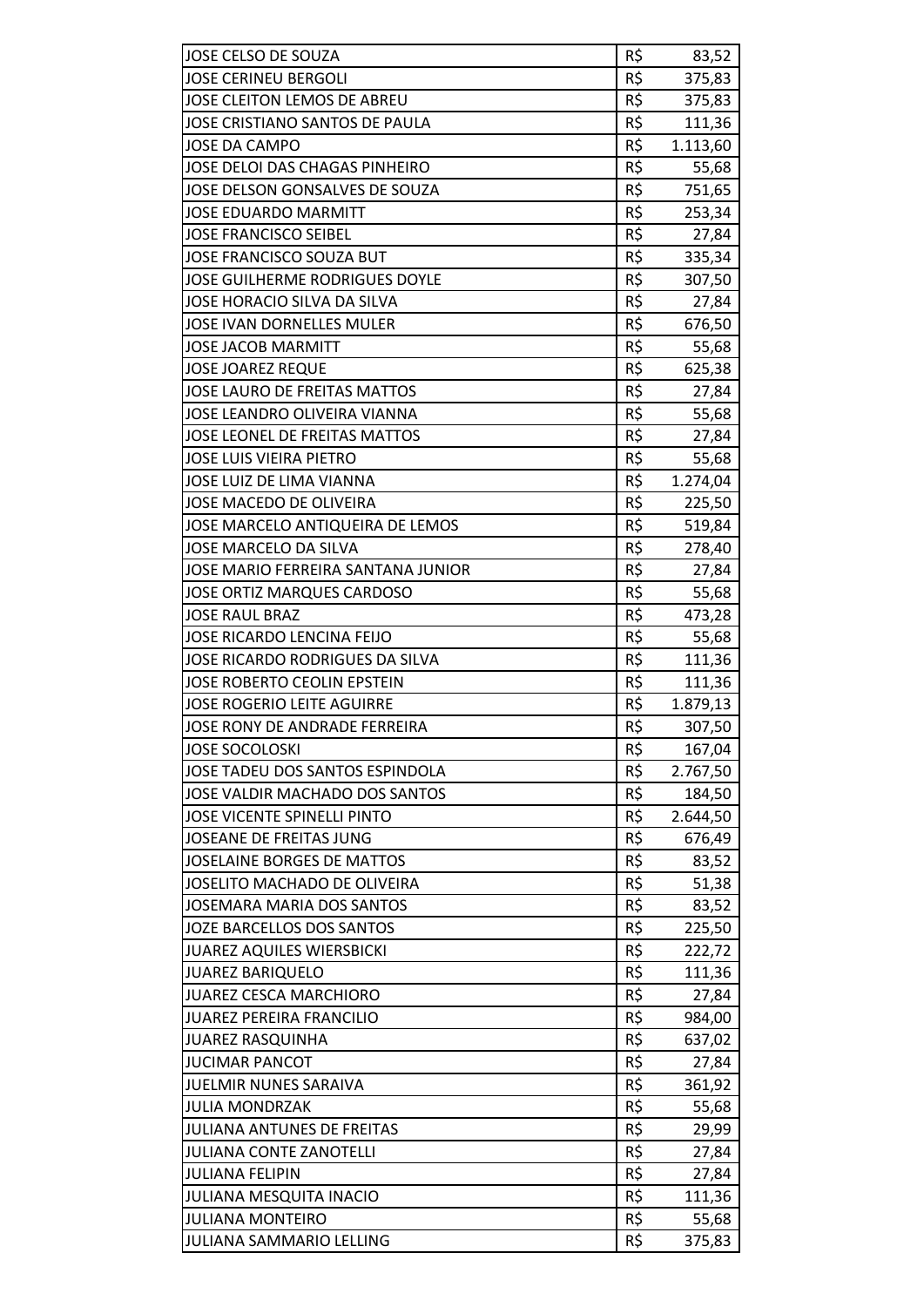| JOSE CELSO DE SOUZA | R$ | 83,52 |
|---|---|---|
| JOSE CERINEU BERGOLI | R$ | 375,83 |
| JOSE CLEITON LEMOS DE ABREU | R$ | 375,83 |
| JOSE CRISTIANO SANTOS DE PAULA | R$ | 111,36 |
| JOSE DA CAMPO | R$ | 1.113,60 |
| JOSE DELOI DAS CHAGAS PINHEIRO | R$ | 55,68 |
| JOSE DELSON GONSALVES DE SOUZA | R$ | 751,65 |
| JOSE EDUARDO MARMITT | R$ | 253,34 |
| JOSE FRANCISCO SEIBEL | R$ | 27,84 |
| JOSE FRANCISCO SOUZA BUT | R$ | 335,34 |
| JOSE GUILHERME RODRIGUES DOYLE | R$ | 307,50 |
| JOSE HORACIO SILVA DA SILVA | R$ | 27,84 |
| JOSE IVAN DORNELLES MULER | R$ | 676,50 |
| JOSE JACOB MARMITT | R$ | 55,68 |
| JOSE JOAREZ REQUE | R$ | 625,38 |
| JOSE LAURO DE FREITAS MATTOS | R$ | 27,84 |
| JOSE LEANDRO OLIVEIRA VIANNA | R$ | 55,68 |
| JOSE LEONEL DE FREITAS MATTOS | R$ | 27,84 |
| JOSE LUIS VIEIRA PIETRO | R$ | 55,68 |
| JOSE LUIZ DE LIMA VIANNA | R$ | 1.274,04 |
| JOSE MACEDO DE OLIVEIRA | R$ | 225,50 |
| JOSE MARCELO ANTIQUEIRA DE LEMOS | R$ | 519,84 |
| JOSE MARCELO DA SILVA | R$ | 278,40 |
| JOSE MARIO FERREIRA SANTANA JUNIOR | R$ | 27,84 |
| JOSE ORTIZ MARQUES CARDOSO | R$ | 55,68 |
| JOSE RAUL BRAZ | R$ | 473,28 |
| JOSE RICARDO LENCINA FEIJO | R$ | 55,68 |
| JOSE RICARDO RODRIGUES DA SILVA | R$ | 111,36 |
| JOSE ROBERTO CEOLIN EPSTEIN | R$ | 111,36 |
| JOSE ROGERIO LEITE AGUIRRE | R$ | 1.879,13 |
| JOSE RONY DE ANDRADE FERREIRA | R$ | 307,50 |
| JOSE SOCOLOSKI | R$ | 167,04 |
| JOSE TADEU DOS SANTOS ESPINDOLA | R$ | 2.767,50 |
| JOSE VALDIR MACHADO DOS SANTOS | R$ | 184,50 |
| JOSE VICENTE SPINELLI PINTO | R$ | 2.644,50 |
| JOSEANE DE FREITAS JUNG | R$ | 676,49 |
| JOSELAINE BORGES DE MATTOS | R$ | 83,52 |
| JOSELITO MACHADO DE OLIVEIRA | R$ | 51,38 |
| JOSEMARA MARIA DOS SANTOS | R$ | 83,52 |
| JOZE BARCELLOS DOS SANTOS | R$ | 225,50 |
| JUAREZ AQUILES WIERSBICKI | R$ | 222,72 |
| JUAREZ BARIQUELO | R$ | 111,36 |
| JUAREZ CESCA MARCHIORO | R$ | 27,84 |
| JUAREZ PEREIRA FRANCILIO | R$ | 984,00 |
| JUAREZ RASQUINHA | R$ | 637,02 |
| JUCIMAR PANCOT | R$ | 27,84 |
| JUELMIR NUNES SARAIVA | R$ | 361,92 |
| JULIA MONDRZAK | R$ | 55,68 |
| JULIANA ANTUNES DE FREITAS | R$ | 29,99 |
| JULIANA CONTE ZANOTELLI | R$ | 27,84 |
| JULIANA FELIPIN | R$ | 27,84 |
| JULIANA MESQUITA INACIO | R$ | 111,36 |
| JULIANA MONTEIRO | R$ | 55,68 |
| JULIANA SAMMARIO LELLING | R$ | 375,83 |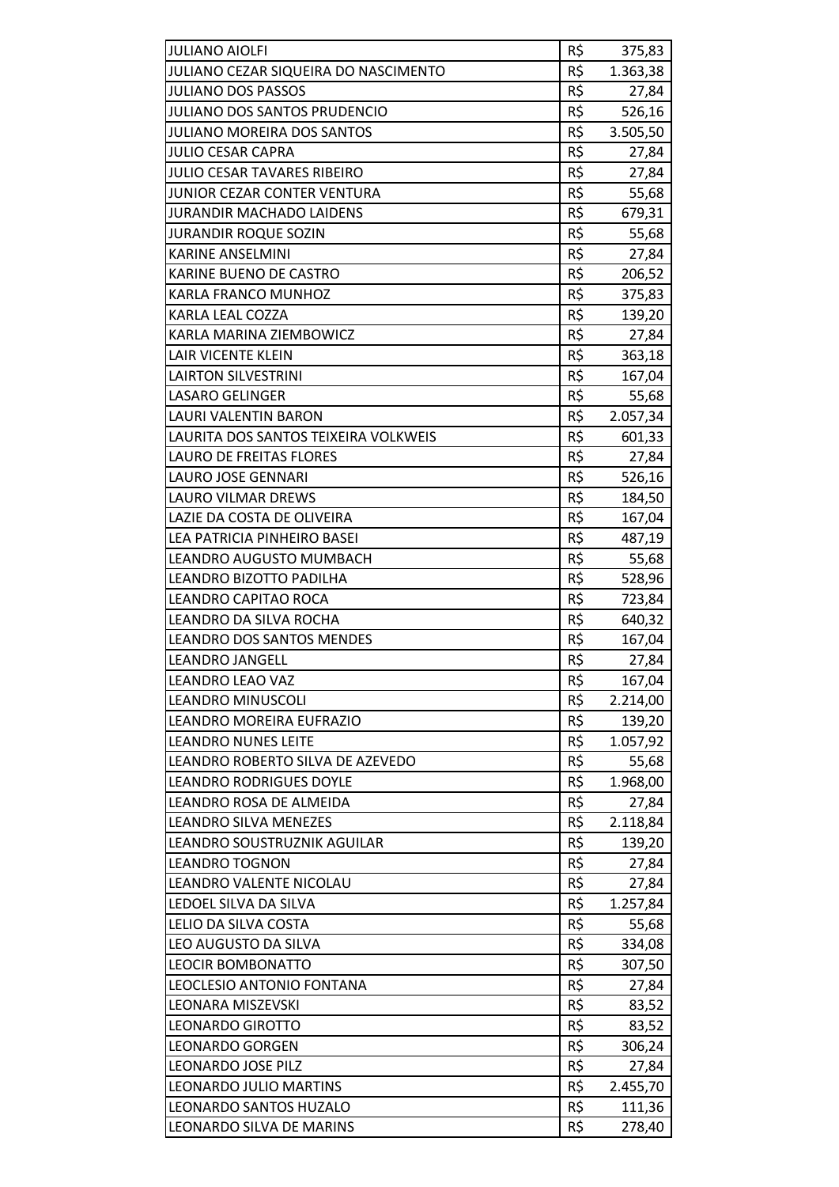| | | |
|---|---|---|
| JULIANO AIOLFI | R$ | 375,83 |
| JULIANO CEZAR SIQUEIRA DO NASCIMENTO | R$ | 1.363,38 |
| JULIANO DOS PASSOS | R$ | 27,84 |
| JULIANO DOS SANTOS PRUDENCIO | R$ | 526,16 |
| JULIANO MOREIRA DOS SANTOS | R$ | 3.505,50 |
| JULIO CESAR CAPRA | R$ | 27,84 |
| JULIO CESAR TAVARES RIBEIRO | R$ | 27,84 |
| JUNIOR CEZAR CONTER VENTURA | R$ | 55,68 |
| JURANDIR MACHADO LAIDENS | R$ | 679,31 |
| JURANDIR ROQUE SOZIN | R$ | 55,68 |
| KARINE ANSELMINI | R$ | 27,84 |
| KARINE BUENO DE CASTRO | R$ | 206,52 |
| KARLA FRANCO MUNHOZ | R$ | 375,83 |
| KARLA LEAL COZZA | R$ | 139,20 |
| KARLA MARINA ZIEMBOWICZ | R$ | 27,84 |
| LAIR VICENTE KLEIN | R$ | 363,18 |
| LAIRTON SILVESTRINI | R$ | 167,04 |
| LASARO GELINGER | R$ | 55,68 |
| LAURI VALENTIN BARON | R$ | 2.057,34 |
| LAURITA DOS SANTOS TEIXEIRA VOLKWEIS | R$ | 601,33 |
| LAURO DE FREITAS FLORES | R$ | 27,84 |
| LAURO JOSE GENNARI | R$ | 526,16 |
| LAURO VILMAR DREWS | R$ | 184,50 |
| LAZIE DA COSTA DE OLIVEIRA | R$ | 167,04 |
| LEA PATRICIA PINHEIRO BASEI | R$ | 487,19 |
| LEANDRO AUGUSTO MUMBACH | R$ | 55,68 |
| LEANDRO BIZOTTO PADILHA | R$ | 528,96 |
| LEANDRO CAPITAO ROCA | R$ | 723,84 |
| LEANDRO DA SILVA ROCHA | R$ | 640,32 |
| LEANDRO DOS SANTOS MENDES | R$ | 167,04 |
| LEANDRO JANGELL | R$ | 27,84 |
| LEANDRO LEAO VAZ | R$ | 167,04 |
| LEANDRO MINUSCOLI | R$ | 2.214,00 |
| LEANDRO MOREIRA EUFRAZIO | R$ | 139,20 |
| LEANDRO NUNES LEITE | R$ | 1.057,92 |
| LEANDRO ROBERTO SILVA DE AZEVEDO | R$ | 55,68 |
| LEANDRO RODRIGUES DOYLE | R$ | 1.968,00 |
| LEANDRO ROSA DE ALMEIDA | R$ | 27,84 |
| LEANDRO SILVA MENEZES | R$ | 2.118,84 |
| LEANDRO SOUSTRUZNIK AGUILAR | R$ | 139,20 |
| LEANDRO TOGNON | R$ | 27,84 |
| LEANDRO VALENTE NICOLAU | R$ | 27,84 |
| LEDOEL SILVA DA SILVA | R$ | 1.257,84 |
| LELIO DA SILVA COSTA | R$ | 55,68 |
| LEO AUGUSTO DA SILVA | R$ | 334,08 |
| LEOCIR BOMBONATTO | R$ | 307,50 |
| LEOCLESIO ANTONIO FONTANA | R$ | 27,84 |
| LEONARA MISZEVSKI | R$ | 83,52 |
| LEONARDO GIROTTO | R$ | 83,52 |
| LEONARDO GORGEN | R$ | 306,24 |
| LEONARDO JOSE PILZ | R$ | 27,84 |
| LEONARDO JULIO MARTINS | R$ | 2.455,70 |
| LEONARDO SANTOS HUZALO | R$ | 111,36 |
| LEONARDO SILVA DE MARINS | R$ | 278,40 |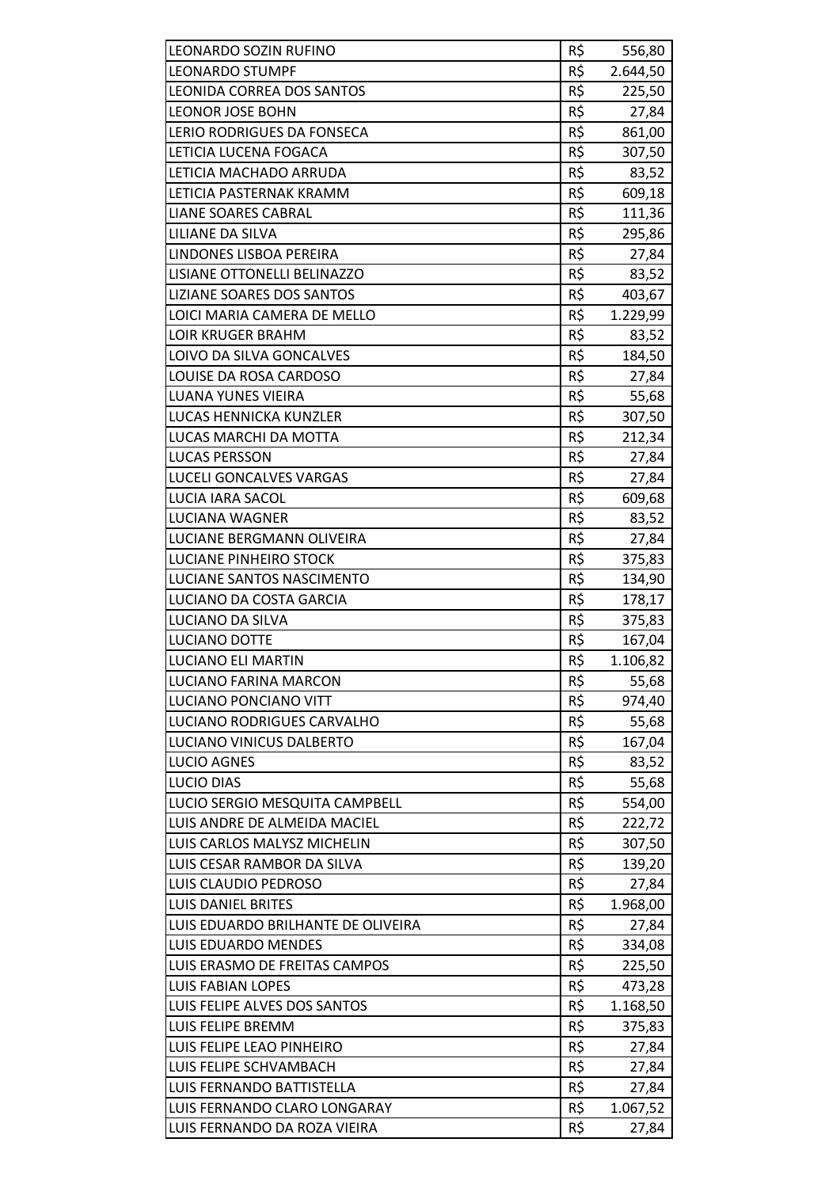| | | |
|---|---|---|
| LEONARDO SOZIN RUFINO | R$ | 556,80 |
| LEONARDO STUMPF | R$ | 2.644,50 |
| LEONIDA CORREA DOS SANTOS | R$ | 225,50 |
| LEONOR JOSE BOHN | R$ | 27,84 |
| LERIO RODRIGUES DA FONSECA | R$ | 861,00 |
| LETICIA LUCENA FOGACA | R$ | 307,50 |
| LETICIA MACHADO ARRUDA | R$ | 83,52 |
| LETICIA PASTERNAK KRAMM | R$ | 609,18 |
| LIANE SOARES CABRAL | R$ | 111,36 |
| LILIANE DA SILVA | R$ | 295,86 |
| LINDONES LISBOA PEREIRA | R$ | 27,84 |
| LISIANE OTTONELLI BELINAZZO | R$ | 83,52 |
| LIZIANE SOARES DOS SANTOS | R$ | 403,67 |
| LOICI MARIA CAMERA DE MELLO | R$ | 1.229,99 |
| LOIR KRUGER BRAHM | R$ | 83,52 |
| LOIVO DA SILVA GONCALVES | R$ | 184,50 |
| LOUISE DA ROSA CARDOSO | R$ | 27,84 |
| LUANA YUNES VIEIRA | R$ | 55,68 |
| LUCAS HENNICKA KUNZLER | R$ | 307,50 |
| LUCAS MARCHI DA MOTTA | R$ | 212,34 |
| LUCAS PERSSON | R$ | 27,84 |
| LUCELI GONCALVES VARGAS | R$ | 27,84 |
| LUCIA IARA SACOL | R$ | 609,68 |
| LUCIANA WAGNER | R$ | 83,52 |
| LUCIANE BERGMANN OLIVEIRA | R$ | 27,84 |
| LUCIANE PINHEIRO STOCK | R$ | 375,83 |
| LUCIANE SANTOS NASCIMENTO | R$ | 134,90 |
| LUCIANO DA COSTA GARCIA | R$ | 178,17 |
| LUCIANO DA SILVA | R$ | 375,83 |
| LUCIANO DOTTE | R$ | 167,04 |
| LUCIANO ELI MARTIN | R$ | 1.106,82 |
| LUCIANO FARINA MARCON | R$ | 55,68 |
| LUCIANO PONCIANO VITT | R$ | 974,40 |
| LUCIANO RODRIGUES CARVALHO | R$ | 55,68 |
| LUCIANO VINICUS DALBERTO | R$ | 167,04 |
| LUCIO AGNES | R$ | 83,52 |
| LUCIO DIAS | R$ | 55,68 |
| LUCIO SERGIO MESQUITA CAMPBELL | R$ | 554,00 |
| LUIS ANDRE DE ALMEIDA MACIEL | R$ | 222,72 |
| LUIS CARLOS MALYSZ MICHELIN | R$ | 307,50 |
| LUIS CESAR RAMBOR DA SILVA | R$ | 139,20 |
| LUIS CLAUDIO PEDROSO | R$ | 27,84 |
| LUIS DANIEL BRITES | R$ | 1.968,00 |
| LUIS EDUARDO BRILHANTE DE OLIVEIRA | R$ | 27,84 |
| LUIS EDUARDO MENDES | R$ | 334,08 |
| LUIS ERASMO DE FREITAS CAMPOS | R$ | 225,50 |
| LUIS FABIAN LOPES | R$ | 473,28 |
| LUIS FELIPE ALVES DOS SANTOS | R$ | 1.168,50 |
| LUIS FELIPE BREMM | R$ | 375,83 |
| LUIS FELIPE LEAO PINHEIRO | R$ | 27,84 |
| LUIS FELIPE SCHVAMBACH | R$ | 27,84 |
| LUIS FERNANDO BATTISTELLA | R$ | 27,84 |
| LUIS FERNANDO CLARO LONGARAY | R$ | 1.067,52 |
| LUIS FERNANDO DA ROZA VIEIRA | R$ | 27,84 |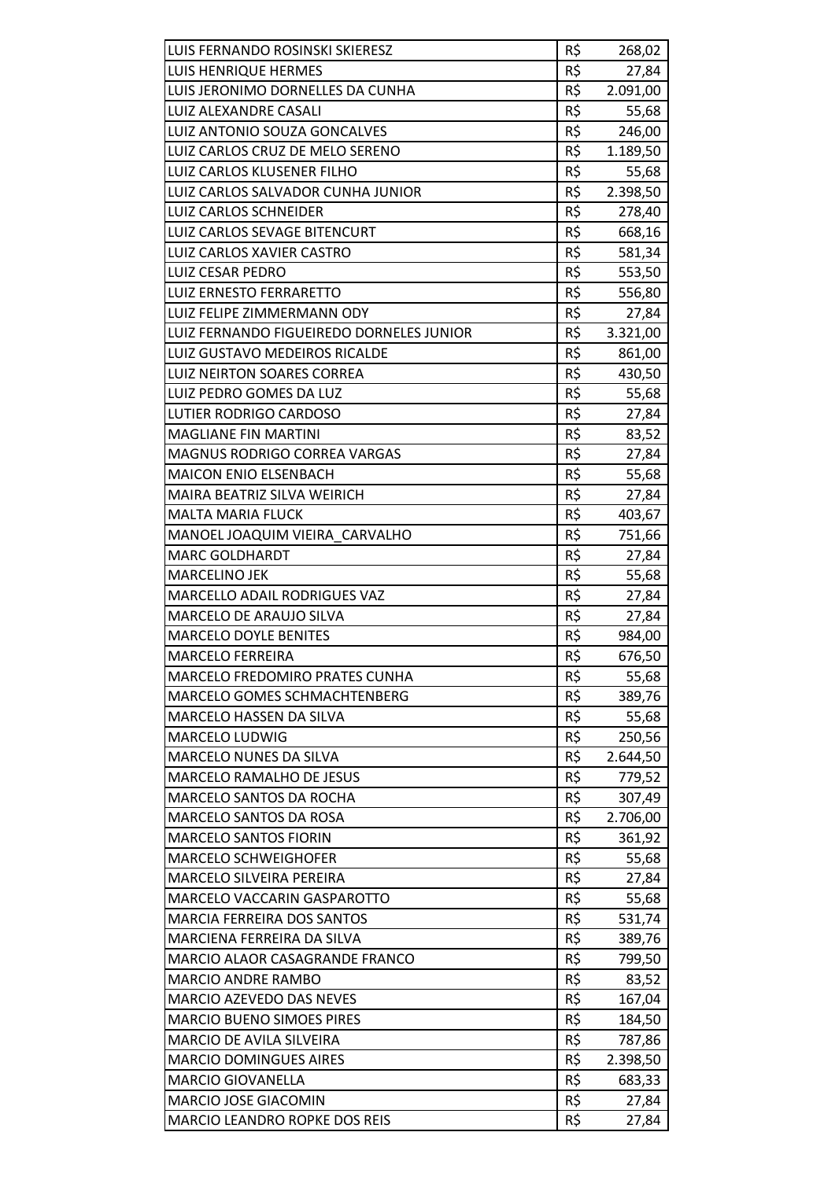| | | |
|---|---|---|
| LUIS FERNANDO ROSINSKI SKIERESZ | R$ | 268,02 |
| LUIS HENRIQUE HERMES | R$ | 27,84 |
| LUIS JERONIMO DORNELLES DA CUNHA | R$ | 2.091,00 |
| LUIZ ALEXANDRE CASALI | R$ | 55,68 |
| LUIZ ANTONIO SOUZA GONCALVES | R$ | 246,00 |
| LUIZ CARLOS CRUZ DE MELO SERENO | R$ | 1.189,50 |
| LUIZ CARLOS KLUSENER FILHO | R$ | 55,68 |
| LUIZ CARLOS SALVADOR CUNHA JUNIOR | R$ | 2.398,50 |
| LUIZ CARLOS SCHNEIDER | R$ | 278,40 |
| LUIZ CARLOS SEVAGE BITENCURT | R$ | 668,16 |
| LUIZ CARLOS XAVIER CASTRO | R$ | 581,34 |
| LUIZ CESAR PEDRO | R$ | 553,50 |
| LUIZ ERNESTO FERRARETTO | R$ | 556,80 |
| LUIZ FELIPE ZIMMERMANN ODY | R$ | 27,84 |
| LUIZ FERNANDO FIGUEIREDO DORNELES JUNIOR | R$ | 3.321,00 |
| LUIZ GUSTAVO MEDEIROS RICALDE | R$ | 861,00 |
| LUIZ NEIRTON SOARES CORREA | R$ | 430,50 |
| LUIZ PEDRO GOMES DA LUZ | R$ | 55,68 |
| LUTIER RODRIGO CARDOSO | R$ | 27,84 |
| MAGLIANE FIN MARTINI | R$ | 83,52 |
| MAGNUS RODRIGO CORREA VARGAS | R$ | 27,84 |
| MAICON ENIO ELSENBACH | R$ | 55,68 |
| MAIRA BEATRIZ SILVA WEIRICH | R$ | 27,84 |
| MALTA MARIA FLUCK | R$ | 403,67 |
| MANOEL JOAQUIM VIEIRA_CARVALHO | R$ | 751,66 |
| MARC GOLDHARDT | R$ | 27,84 |
| MARCELINO JEK | R$ | 55,68 |
| MARCELLO ADAIL RODRIGUES VAZ | R$ | 27,84 |
| MARCELO DE ARAUJO SILVA | R$ | 27,84 |
| MARCELO DOYLE BENITES | R$ | 984,00 |
| MARCELO FERREIRA | R$ | 676,50 |
| MARCELO FREDOMIRO PRATES CUNHA | R$ | 55,68 |
| MARCELO GOMES SCHMACHTENBERG | R$ | 389,76 |
| MARCELO HASSEN DA SILVA | R$ | 55,68 |
| MARCELO LUDWIG | R$ | 250,56 |
| MARCELO NUNES DA SILVA | R$ | 2.644,50 |
| MARCELO RAMALHO DE JESUS | R$ | 779,52 |
| MARCELO SANTOS DA ROCHA | R$ | 307,49 |
| MARCELO SANTOS DA ROSA | R$ | 2.706,00 |
| MARCELO SANTOS FIORIN | R$ | 361,92 |
| MARCELO SCHWEIGHOFER | R$ | 55,68 |
| MARCELO SILVEIRA PEREIRA | R$ | 27,84 |
| MARCELO VACCARIN GASPAROTTO | R$ | 55,68 |
| MARCIA FERREIRA DOS SANTOS | R$ | 531,74 |
| MARCIENA FERREIRA DA SILVA | R$ | 389,76 |
| MARCIO ALAOR CASAGRANDE FRANCO | R$ | 799,50 |
| MARCIO ANDRE RAMBO | R$ | 83,52 |
| MARCIO AZEVEDO DAS NEVES | R$ | 167,04 |
| MARCIO BUENO SIMOES PIRES | R$ | 184,50 |
| MARCIO DE AVILA SILVEIRA | R$ | 787,86 |
| MARCIO DOMINGUES AIRES | R$ | 2.398,50 |
| MARCIO GIOVANELLA | R$ | 683,33 |
| MARCIO JOSE GIACOMIN | R$ | 27,84 |
| MARCIO LEANDRO ROPKE DOS REIS | R$ | 27,84 |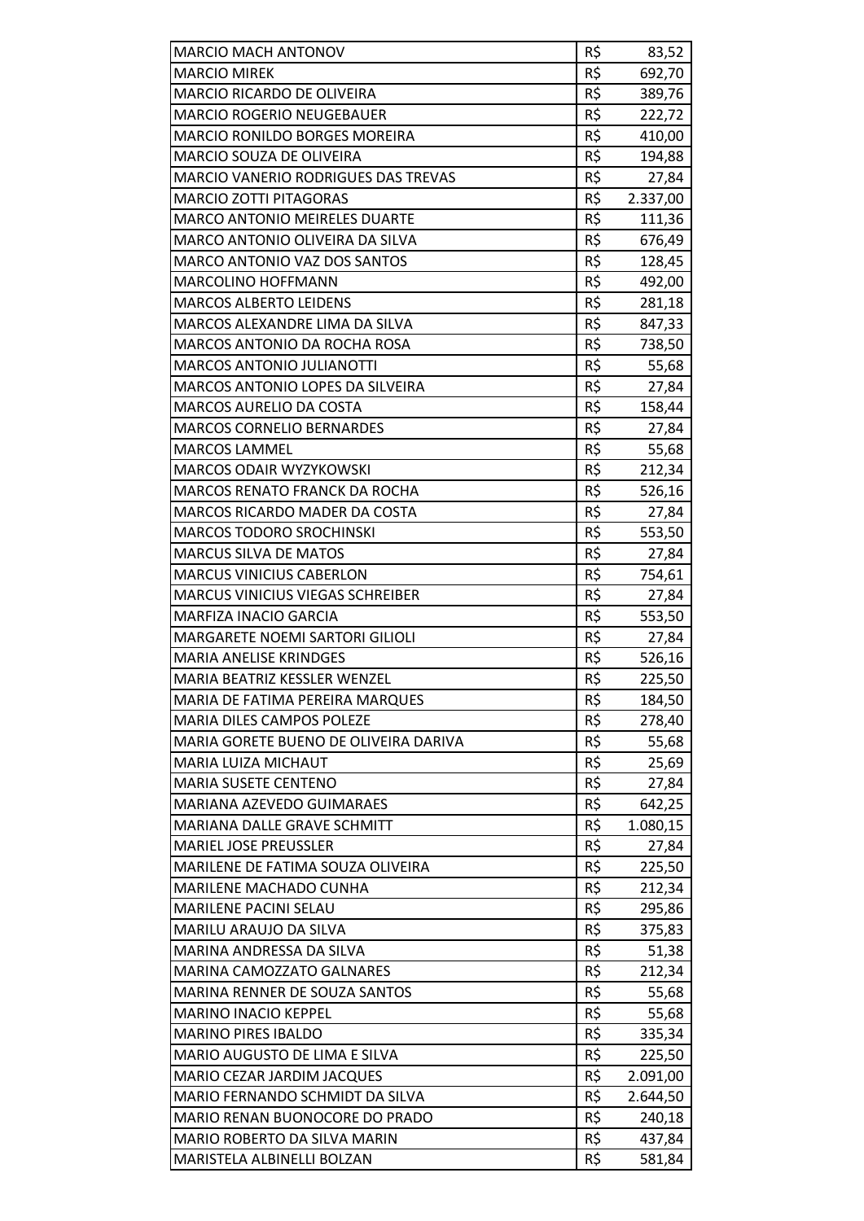| | | |
|---|---|---|
| MARCIO MACH ANTONOV | R$ | 83,52 |
| MARCIO MIREK | R$ | 692,70 |
| MARCIO RICARDO DE OLIVEIRA | R$ | 389,76 |
| MARCIO ROGERIO NEUGEBAUER | R$ | 222,72 |
| MARCIO RONILDO BORGES MOREIRA | R$ | 410,00 |
| MARCIO SOUZA DE OLIVEIRA | R$ | 194,88 |
| MARCIO VANERIO RODRIGUES DAS TREVAS | R$ | 27,84 |
| MARCIO ZOTTI PITAGORAS | R$ | 2.337,00 |
| MARCO ANTONIO MEIRELES DUARTE | R$ | 111,36 |
| MARCO ANTONIO OLIVEIRA DA SILVA | R$ | 676,49 |
| MARCO ANTONIO VAZ DOS SANTOS | R$ | 128,45 |
| MARCOLINO HOFFMANN | R$ | 492,00 |
| MARCOS ALBERTO LEIDENS | R$ | 281,18 |
| MARCOS ALEXANDRE LIMA DA SILVA | R$ | 847,33 |
| MARCOS ANTONIO DA ROCHA ROSA | R$ | 738,50 |
| MARCOS ANTONIO JULIANOTTI | R$ | 55,68 |
| MARCOS ANTONIO LOPES DA SILVEIRA | R$ | 27,84 |
| MARCOS AURELIO DA COSTA | R$ | 158,44 |
| MARCOS CORNELIO BERNARDES | R$ | 27,84 |
| MARCOS LAMMEL | R$ | 55,68 |
| MARCOS ODAIR WYZYKOWSKI | R$ | 212,34 |
| MARCOS RENATO FRANCK DA ROCHA | R$ | 526,16 |
| MARCOS RICARDO MADER DA COSTA | R$ | 27,84 |
| MARCOS TODORO SROCHINSKI | R$ | 553,50 |
| MARCUS SILVA DE MATOS | R$ | 27,84 |
| MARCUS VINICIUS CABERLON | R$ | 754,61 |
| MARCUS VINICIUS VIEGAS SCHREIBER | R$ | 27,84 |
| MARFIZA INACIO GARCIA | R$ | 553,50 |
| MARGARETE NOEMI SARTORI GILIOLI | R$ | 27,84 |
| MARIA ANELISE KRINDGES | R$ | 526,16 |
| MARIA BEATRIZ KESSLER WENZEL | R$ | 225,50 |
| MARIA DE FATIMA PEREIRA MARQUES | R$ | 184,50 |
| MARIA DILES CAMPOS POLEZE | R$ | 278,40 |
| MARIA GORETE BUENO DE OLIVEIRA DARIVA | R$ | 55,68 |
| MARIA LUIZA MICHAUT | R$ | 25,69 |
| MARIA SUSETE CENTENO | R$ | 27,84 |
| MARIANA AZEVEDO GUIMARAES | R$ | 642,25 |
| MARIANA DALLE GRAVE SCHMITT | R$ | 1.080,15 |
| MARIEL JOSE PREUSSLER | R$ | 27,84 |
| MARILENE DE FATIMA SOUZA OLIVEIRA | R$ | 225,50 |
| MARILENE MACHADO CUNHA | R$ | 212,34 |
| MARILENE PACINI SELAU | R$ | 295,86 |
| MARILU ARAUJO DA SILVA | R$ | 375,83 |
| MARINA ANDRESSA DA SILVA | R$ | 51,38 |
| MARINA CAMOZZATO GALNARES | R$ | 212,34 |
| MARINA RENNER DE SOUZA SANTOS | R$ | 55,68 |
| MARINO INACIO KEPPEL | R$ | 55,68 |
| MARINO PIRES IBALDO | R$ | 335,34 |
| MARIO AUGUSTO DE LIMA E SILVA | R$ | 225,50 |
| MARIO CEZAR JARDIM JACQUES | R$ | 2.091,00 |
| MARIO FERNANDO SCHMIDT DA SILVA | R$ | 2.644,50 |
| MARIO RENAN BUONOCORE DO PRADO | R$ | 240,18 |
| MARIO ROBERTO DA SILVA MARIN | R$ | 437,84 |
| MARISTELA ALBINELLI BOLZAN | R$ | 581,84 |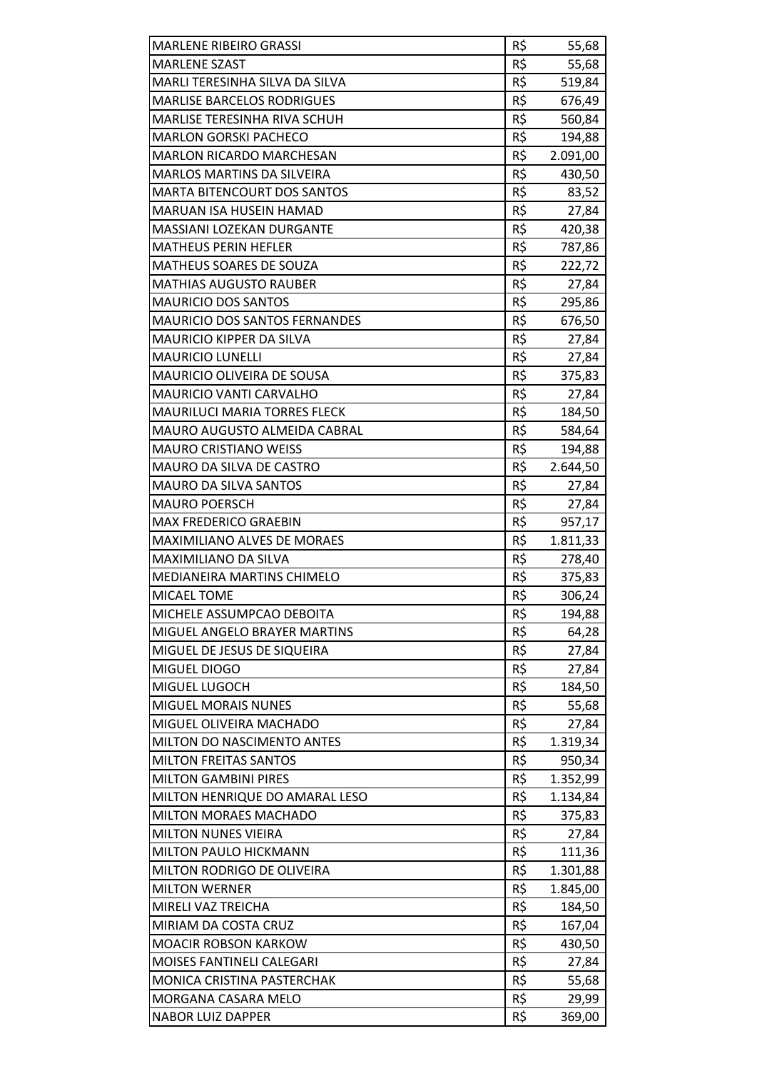| | | |
|---|---|---|
| MARLENE RIBEIRO GRASSI | R$ | 55,68 |
| MARLENE SZAST | R$ | 55,68 |
| MARLI TERESINHA SILVA DA SILVA | R$ | 519,84 |
| MARLISE BARCELOS RODRIGUES | R$ | 676,49 |
| MARLISE TERESINHA RIVA SCHUH | R$ | 560,84 |
| MARLON GORSKI PACHECO | R$ | 194,88 |
| MARLON RICARDO MARCHESAN | R$ | 2.091,00 |
| MARLOS MARTINS DA SILVEIRA | R$ | 430,50 |
| MARTA BITENCOURT DOS SANTOS | R$ | 83,52 |
| MARUAN ISA HUSEIN HAMAD | R$ | 27,84 |
| MASSIANI LOZEKAN DURGANTE | R$ | 420,38 |
| MATHEUS PERIN HEFLER | R$ | 787,86 |
| MATHEUS SOARES DE SOUZA | R$ | 222,72 |
| MATHIAS AUGUSTO RAUBER | R$ | 27,84 |
| MAURICIO DOS SANTOS | R$ | 295,86 |
| MAURICIO DOS SANTOS FERNANDES | R$ | 676,50 |
| MAURICIO KIPPER DA SILVA | R$ | 27,84 |
| MAURICIO LUNELLI | R$ | 27,84 |
| MAURICIO OLIVEIRA DE SOUSA | R$ | 375,83 |
| MAURICIO VANTI CARVALHO | R$ | 27,84 |
| MAURILUCI MARIA TORRES FLECK | R$ | 184,50 |
| MAURO AUGUSTO ALMEIDA CABRAL | R$ | 584,64 |
| MAURO CRISTIANO WEISS | R$ | 194,88 |
| MAURO DA SILVA DE CASTRO | R$ | 2.644,50 |
| MAURO DA SILVA SANTOS | R$ | 27,84 |
| MAURO POERSCH | R$ | 27,84 |
| MAX FREDERICO GRAEBIN | R$ | 957,17 |
| MAXIMILIANO ALVES DE MORAES | R$ | 1.811,33 |
| MAXIMILIANO DA SILVA | R$ | 278,40 |
| MEDIANEIRA MARTINS CHIMELO | R$ | 375,83 |
| MICAEL TOME | R$ | 306,24 |
| MICHELE ASSUMPCAO DEBOITA | R$ | 194,88 |
| MIGUEL ANGELO BRAYER MARTINS | R$ | 64,28 |
| MIGUEL DE JESUS DE SIQUEIRA | R$ | 27,84 |
| MIGUEL DIOGO | R$ | 27,84 |
| MIGUEL LUGOCH | R$ | 184,50 |
| MIGUEL MORAIS NUNES | R$ | 55,68 |
| MIGUEL OLIVEIRA MACHADO | R$ | 27,84 |
| MILTON DO NASCIMENTO ANTES | R$ | 1.319,34 |
| MILTON FREITAS SANTOS | R$ | 950,34 |
| MILTON GAMBINI PIRES | R$ | 1.352,99 |
| MILTON HENRIQUE DO AMARAL LESO | R$ | 1.134,84 |
| MILTON MORAES MACHADO | R$ | 375,83 |
| MILTON NUNES VIEIRA | R$ | 27,84 |
| MILTON PAULO HICKMANN | R$ | 111,36 |
| MILTON RODRIGO DE OLIVEIRA | R$ | 1.301,88 |
| MILTON WERNER | R$ | 1.845,00 |
| MIRELI VAZ TREICHA | R$ | 184,50 |
| MIRIAM DA COSTA CRUZ | R$ | 167,04 |
| MOACIR ROBSON KARKOW | R$ | 430,50 |
| MOISES FANTINELI CALEGARI | R$ | 27,84 |
| MONICA CRISTINA PASTERCHAK | R$ | 55,68 |
| MORGANA CASARA MELO | R$ | 29,99 |
| NABOR LUIZ DAPPER | R$ | 369,00 |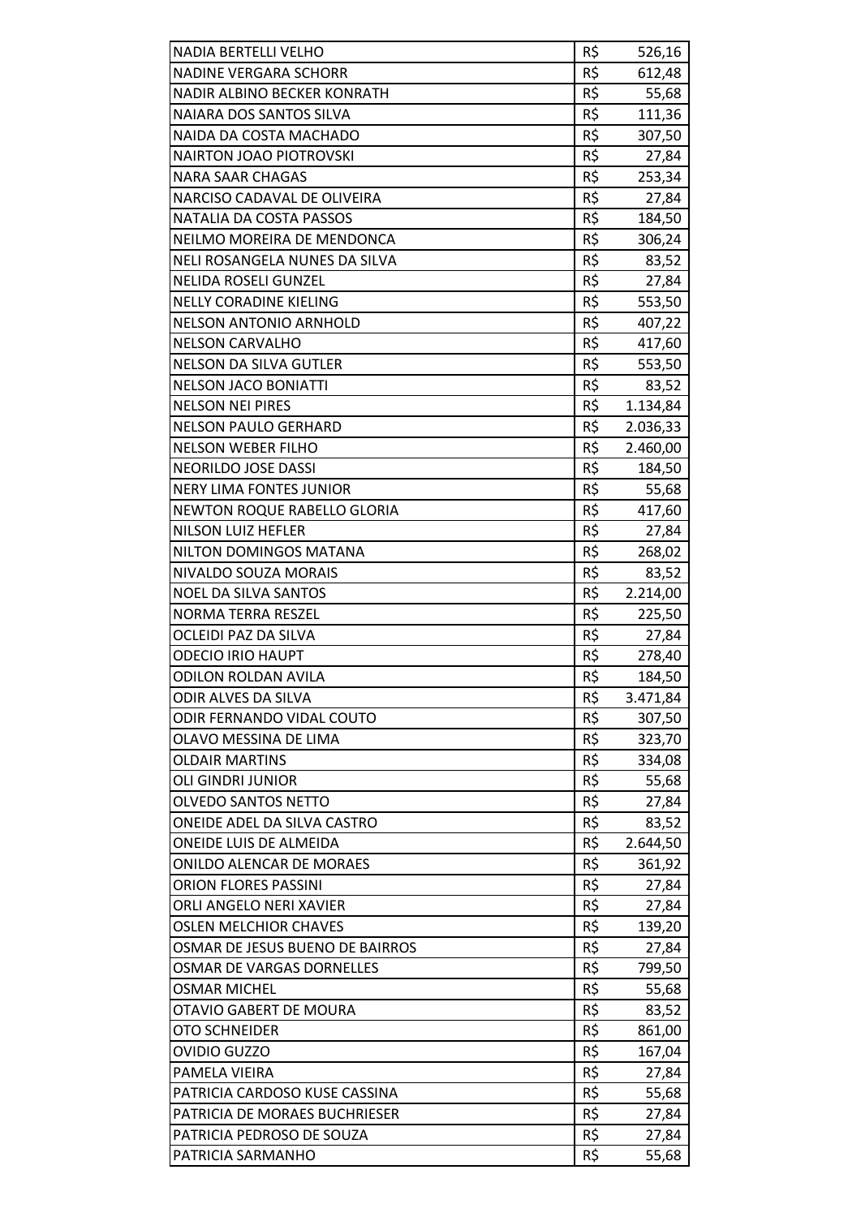| | | |
|---|---|---|
| NADIA BERTELLI VELHO | R$ | 526,16 |
| NADINE VERGARA SCHORR | R$ | 612,48 |
| NADIR ALBINO BECKER KONRATH | R$ | 55,68 |
| NAIARA DOS SANTOS SILVA | R$ | 111,36 |
| NAIDA DA COSTA MACHADO | R$ | 307,50 |
| NAIRTON JOAO PIOTROVSKI | R$ | 27,84 |
| NARA SAAR CHAGAS | R$ | 253,34 |
| NARCISO CADAVAL DE OLIVEIRA | R$ | 27,84 |
| NATALIA DA COSTA PASSOS | R$ | 184,50 |
| NEILMO MOREIRA DE MENDONCA | R$ | 306,24 |
| NELI ROSANGELA NUNES DA SILVA | R$ | 83,52 |
| NELIDA ROSELI GUNZEL | R$ | 27,84 |
| NELLY CORADINE KIELING | R$ | 553,50 |
| NELSON ANTONIO ARNHOLD | R$ | 407,22 |
| NELSON CARVALHO | R$ | 417,60 |
| NELSON DA SILVA GUTLER | R$ | 553,50 |
| NELSON JACO BONIATTI | R$ | 83,52 |
| NELSON NEI PIRES | R$ | 1.134,84 |
| NELSON PAULO GERHARD | R$ | 2.036,33 |
| NELSON WEBER FILHO | R$ | 2.460,00 |
| NEORILDO JOSE DASSI | R$ | 184,50 |
| NERY LIMA FONTES JUNIOR | R$ | 55,68 |
| NEWTON ROQUE RABELLO GLORIA | R$ | 417,60 |
| NILSON LUIZ HEFLER | R$ | 27,84 |
| NILTON DOMINGOS MATANA | R$ | 268,02 |
| NIVALDO SOUZA MORAIS | R$ | 83,52 |
| NOEL DA SILVA SANTOS | R$ | 2.214,00 |
| NORMA TERRA RESZEL | R$ | 225,50 |
| OCLEIDI PAZ DA SILVA | R$ | 27,84 |
| ODECIO IRIO HAUPT | R$ | 278,40 |
| ODILON ROLDAN AVILA | R$ | 184,50 |
| ODIR ALVES DA SILVA | R$ | 3.471,84 |
| ODIR FERNANDO VIDAL COUTO | R$ | 307,50 |
| OLAVO MESSINA DE LIMA | R$ | 323,70 |
| OLDAIR MARTINS | R$ | 334,08 |
| OLI GINDRI JUNIOR | R$ | 55,68 |
| OLVEDO SANTOS NETTO | R$ | 27,84 |
| ONEIDE ADEL DA SILVA CASTRO | R$ | 83,52 |
| ONEIDE LUIS DE ALMEIDA | R$ | 2.644,50 |
| ONILDO ALENCAR DE MORAES | R$ | 361,92 |
| ORION FLORES PASSINI | R$ | 27,84 |
| ORLI ANGELO NERI XAVIER | R$ | 27,84 |
| OSLEN MELCHIOR CHAVES | R$ | 139,20 |
| OSMAR DE JESUS BUENO DE BAIRROS | R$ | 27,84 |
| OSMAR DE VARGAS DORNELLES | R$ | 799,50 |
| OSMAR MICHEL | R$ | 55,68 |
| OTAVIO GABERT DE MOURA | R$ | 83,52 |
| OTO SCHNEIDER | R$ | 861,00 |
| OVIDIO GUZZO | R$ | 167,04 |
| PAMELA VIEIRA | R$ | 27,84 |
| PATRICIA CARDOSO KUSE CASSINA | R$ | 55,68 |
| PATRICIA DE MORAES BUCHRIESER | R$ | 27,84 |
| PATRICIA PEDROSO DE SOUZA | R$ | 27,84 |
| PATRICIA SARMANHO | R$ | 55,68 |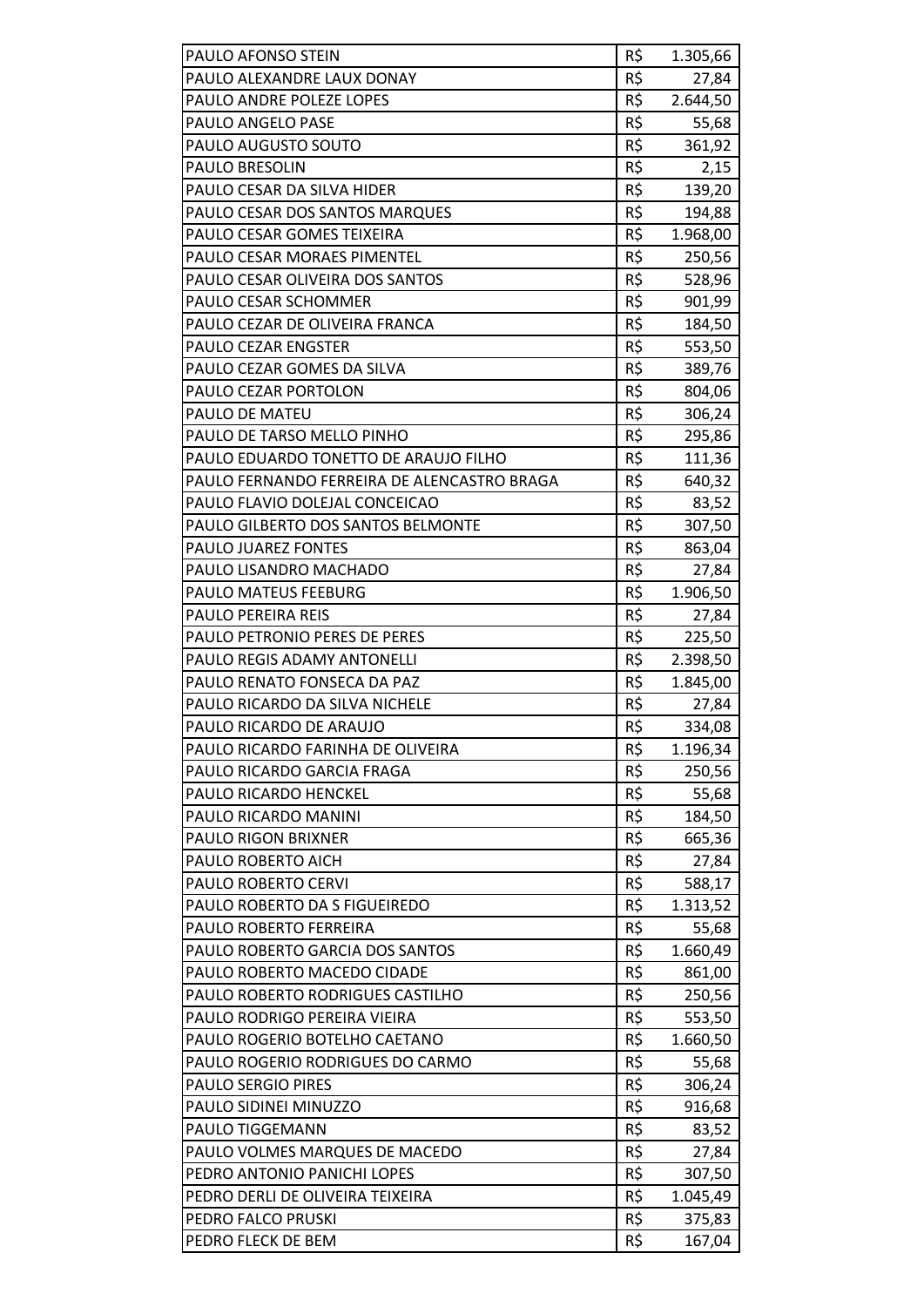| | | |
|---|---|---|
| PAULO AFONSO STEIN | R$ | 1.305,66 |
| PAULO ALEXANDRE LAUX DONAY | R$ | 27,84 |
| PAULO ANDRE POLEZE LOPES | R$ | 2.644,50 |
| PAULO ANGELO PASE | R$ | 55,68 |
| PAULO AUGUSTO SOUTO | R$ | 361,92 |
| PAULO BRESOLIN | R$ | 2,15 |
| PAULO CESAR DA SILVA HIDER | R$ | 139,20 |
| PAULO CESAR DOS SANTOS MARQUES | R$ | 194,88 |
| PAULO CESAR GOMES TEIXEIRA | R$ | 1.968,00 |
| PAULO CESAR MORAES PIMENTEL | R$ | 250,56 |
| PAULO CESAR OLIVEIRA DOS SANTOS | R$ | 528,96 |
| PAULO CESAR SCHOMMER | R$ | 901,99 |
| PAULO CEZAR DE OLIVEIRA FRANCA | R$ | 184,50 |
| PAULO CEZAR ENGSTER | R$ | 553,50 |
| PAULO CEZAR GOMES DA SILVA | R$ | 389,76 |
| PAULO CEZAR PORTOLON | R$ | 804,06 |
| PAULO DE MATEU | R$ | 306,24 |
| PAULO DE TARSO MELLO PINHO | R$ | 295,86 |
| PAULO EDUARDO TONETTO DE ARAUJO FILHO | R$ | 111,36 |
| PAULO FERNANDO FERREIRA DE ALENCASTRO BRAGA | R$ | 640,32 |
| PAULO FLAVIO DOLEJAL CONCEICAO | R$ | 83,52 |
| PAULO GILBERTO DOS SANTOS BELMONTE | R$ | 307,50 |
| PAULO JUAREZ FONTES | R$ | 863,04 |
| PAULO LISANDRO MACHADO | R$ | 27,84 |
| PAULO MATEUS FEEBURG | R$ | 1.906,50 |
| PAULO PEREIRA REIS | R$ | 27,84 |
| PAULO PETRONIO PERES DE PERES | R$ | 225,50 |
| PAULO REGIS ADAMY ANTONELLI | R$ | 2.398,50 |
| PAULO RENATO FONSECA DA PAZ | R$ | 1.845,00 |
| PAULO RICARDO DA SILVA NICHELE | R$ | 27,84 |
| PAULO RICARDO DE ARAUJO | R$ | 334,08 |
| PAULO RICARDO FARINHA DE OLIVEIRA | R$ | 1.196,34 |
| PAULO RICARDO GARCIA FRAGA | R$ | 250,56 |
| PAULO RICARDO HENCKEL | R$ | 55,68 |
| PAULO RICARDO MANINI | R$ | 184,50 |
| PAULO RIGON BRIXNER | R$ | 665,36 |
| PAULO ROBERTO AICH | R$ | 27,84 |
| PAULO ROBERTO CERVI | R$ | 588,17 |
| PAULO ROBERTO DA S FIGUEIREDO | R$ | 1.313,52 |
| PAULO ROBERTO FERREIRA | R$ | 55,68 |
| PAULO ROBERTO GARCIA DOS SANTOS | R$ | 1.660,49 |
| PAULO ROBERTO MACEDO CIDADE | R$ | 861,00 |
| PAULO ROBERTO RODRIGUES CASTILHO | R$ | 250,56 |
| PAULO RODRIGO PEREIRA VIEIRA | R$ | 553,50 |
| PAULO ROGERIO BOTELHO CAETANO | R$ | 1.660,50 |
| PAULO ROGERIO RODRIGUES DO CARMO | R$ | 55,68 |
| PAULO SERGIO PIRES | R$ | 306,24 |
| PAULO SIDINEI MINUZZO | R$ | 916,68 |
| PAULO TIGGEMANN | R$ | 83,52 |
| PAULO VOLMES MARQUES DE MACEDO | R$ | 27,84 |
| PEDRO ANTONIO PANICHI LOPES | R$ | 307,50 |
| PEDRO DERLI DE OLIVEIRA TEIXEIRA | R$ | 1.045,49 |
| PEDRO FALCO PRUSKI | R$ | 375,83 |
| PEDRO FLECK DE BEM | R$ | 167,04 |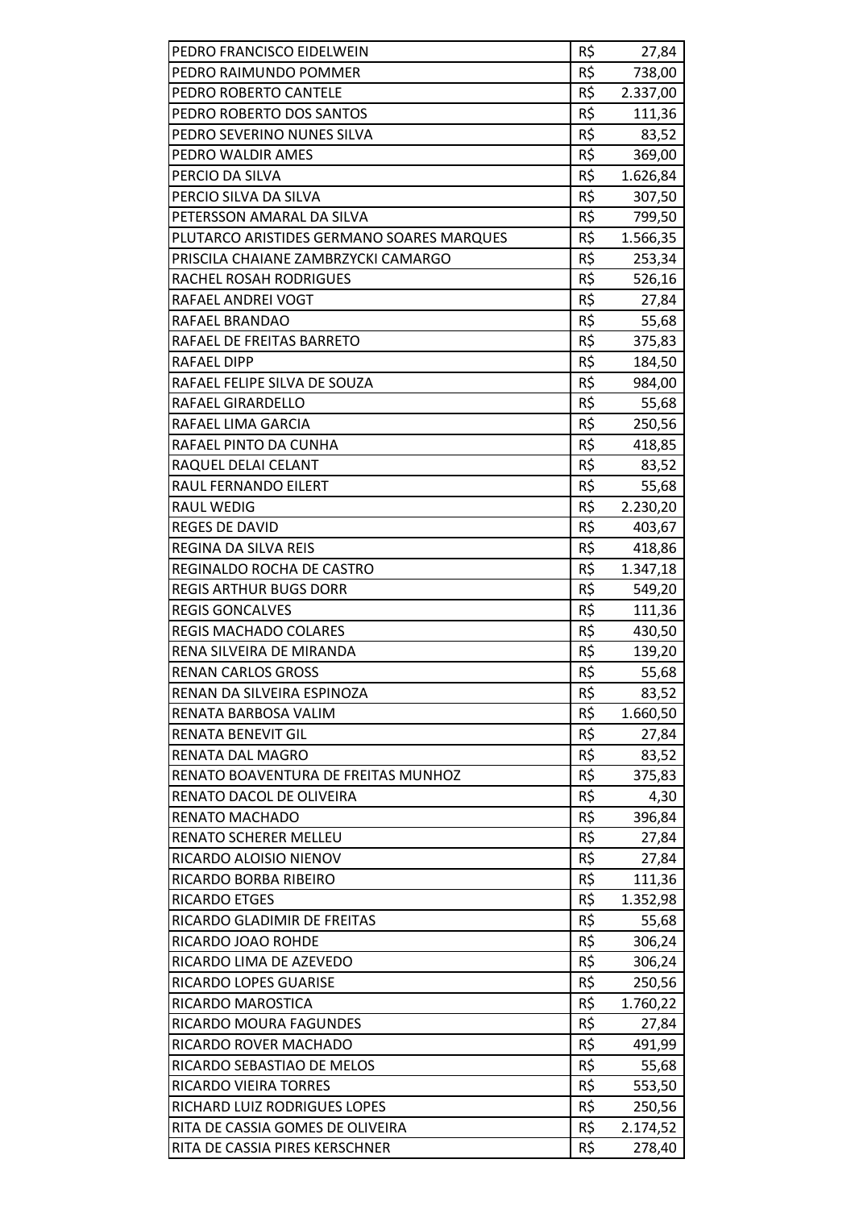| | | |
|---|---|---|
| PEDRO FRANCISCO EIDELWEIN | R$ | 27,84 |
| PEDRO RAIMUNDO POMMER | R$ | 738,00 |
| PEDRO ROBERTO CANTELE | R$ | 2.337,00 |
| PEDRO ROBERTO DOS SANTOS | R$ | 111,36 |
| PEDRO SEVERINO NUNES SILVA | R$ | 83,52 |
| PEDRO WALDIR AMES | R$ | 369,00 |
| PERCIO DA SILVA | R$ | 1.626,84 |
| PERCIO SILVA DA SILVA | R$ | 307,50 |
| PETERSSON AMARAL DA SILVA | R$ | 799,50 |
| PLUTARCO ARISTIDES GERMANO SOARES MARQUES | R$ | 1.566,35 |
| PRISCILA CHAIANE ZAMBRZYCKI CAMARGO | R$ | 253,34 |
| RACHEL ROSAH RODRIGUES | R$ | 526,16 |
| RAFAEL ANDREI VOGT | R$ | 27,84 |
| RAFAEL BRANDAO | R$ | 55,68 |
| RAFAEL DE FREITAS BARRETO | R$ | 375,83 |
| RAFAEL DIPP | R$ | 184,50 |
| RAFAEL FELIPE SILVA DE SOUZA | R$ | 984,00 |
| RAFAEL GIRARDELLO | R$ | 55,68 |
| RAFAEL LIMA GARCIA | R$ | 250,56 |
| RAFAEL PINTO DA CUNHA | R$ | 418,85 |
| RAQUEL DELAI CELANT | R$ | 83,52 |
| RAUL FERNANDO EILERT | R$ | 55,68 |
| RAUL WEDIG | R$ | 2.230,20 |
| REGES DE DAVID | R$ | 403,67 |
| REGINA DA SILVA REIS | R$ | 418,86 |
| REGINALDO ROCHA DE CASTRO | R$ | 1.347,18 |
| REGIS ARTHUR BUGS DORR | R$ | 549,20 |
| REGIS GONCALVES | R$ | 111,36 |
| REGIS MACHADO COLARES | R$ | 430,50 |
| RENA SILVEIRA DE MIRANDA | R$ | 139,20 |
| RENAN CARLOS GROSS | R$ | 55,68 |
| RENAN DA SILVEIRA ESPINOZA | R$ | 83,52 |
| RENATA BARBOSA VALIM | R$ | 1.660,50 |
| RENATA BENEVIT GIL | R$ | 27,84 |
| RENATA DAL MAGRO | R$ | 83,52 |
| RENATO BOAVENTURA DE FREITAS MUNHOZ | R$ | 375,83 |
| RENATO DACOL DE OLIVEIRA | R$ | 4,30 |
| RENATO MACHADO | R$ | 396,84 |
| RENATO SCHERER MELLEU | R$ | 27,84 |
| RICARDO ALOISIO NIENOV | R$ | 27,84 |
| RICARDO BORBA RIBEIRO | R$ | 111,36 |
| RICARDO ETGES | R$ | 1.352,98 |
| RICARDO GLADIMIR DE FREITAS | R$ | 55,68 |
| RICARDO JOAO ROHDE | R$ | 306,24 |
| RICARDO LIMA DE AZEVEDO | R$ | 306,24 |
| RICARDO LOPES GUARISE | R$ | 250,56 |
| RICARDO MAROSTICA | R$ | 1.760,22 |
| RICARDO MOURA FAGUNDES | R$ | 27,84 |
| RICARDO ROVER MACHADO | R$ | 491,99 |
| RICARDO SEBASTIAO DE MELOS | R$ | 55,68 |
| RICARDO VIEIRA TORRES | R$ | 553,50 |
| RICHARD LUIZ RODRIGUES LOPES | R$ | 250,56 |
| RITA DE CASSIA GOMES DE OLIVEIRA | R$ | 2.174,52 |
| RITA DE CASSIA PIRES KERSCHNER | R$ | 278,40 |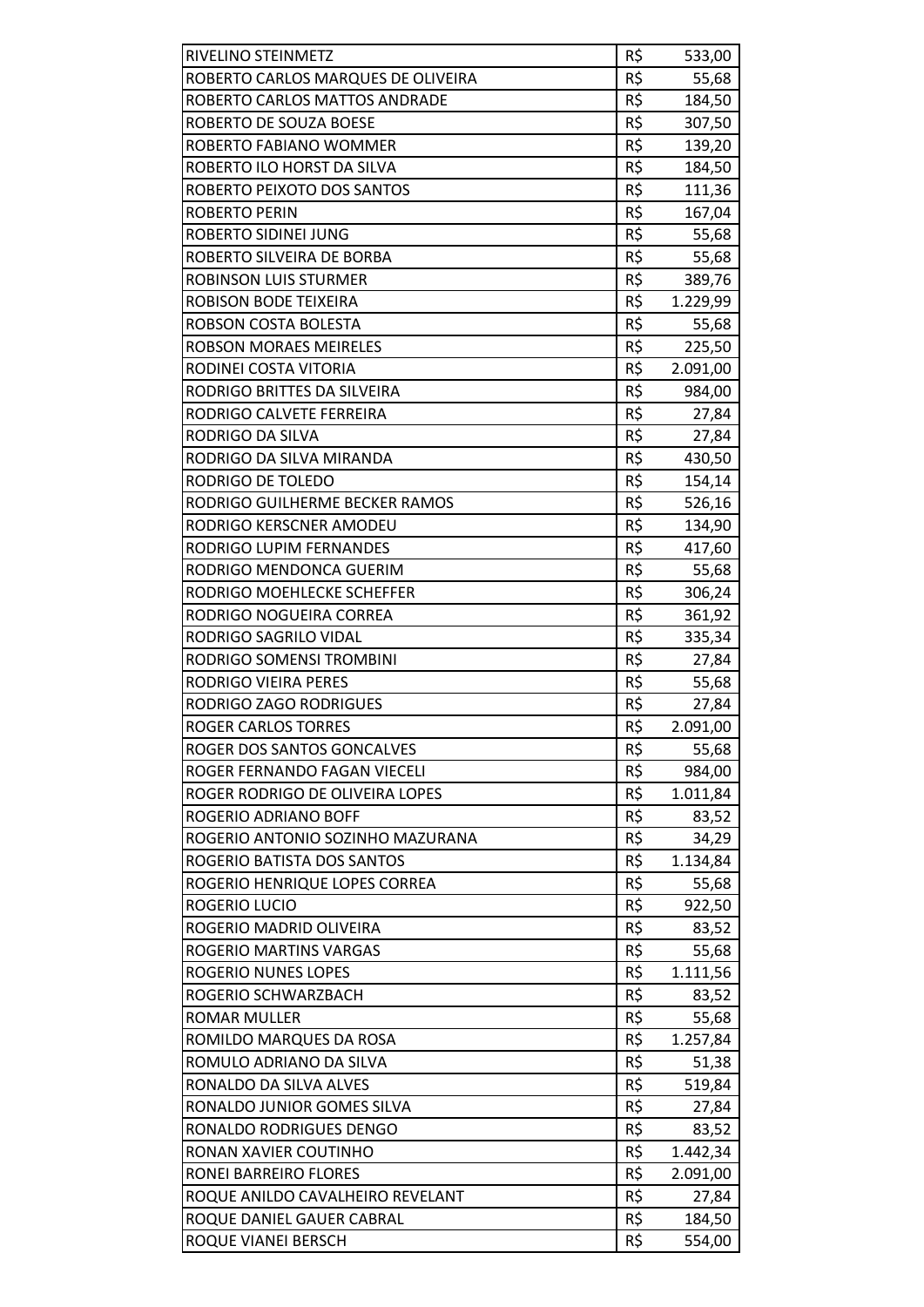| | | |
|---|---|---|
| RIVELINO STEINMETZ | R$ | 533,00 |
| ROBERTO CARLOS MARQUES DE OLIVEIRA | R$ | 55,68 |
| ROBERTO CARLOS MATTOS ANDRADE | R$ | 184,50 |
| ROBERTO DE SOUZA BOESE | R$ | 307,50 |
| ROBERTO FABIANO WOMMER | R$ | 139,20 |
| ROBERTO ILO HORST DA SILVA | R$ | 184,50 |
| ROBERTO PEIXOTO DOS SANTOS | R$ | 111,36 |
| ROBERTO PERIN | R$ | 167,04 |
| ROBERTO SIDINEI JUNG | R$ | 55,68 |
| ROBERTO SILVEIRA DE BORBA | R$ | 55,68 |
| ROBINSON LUIS STURMER | R$ | 389,76 |
| ROBISON BODE TEIXEIRA | R$ | 1.229,99 |
| ROBSON COSTA BOLESTA | R$ | 55,68 |
| ROBSON MORAES MEIRELES | R$ | 225,50 |
| RODINEI COSTA VITORIA | R$ | 2.091,00 |
| RODRIGO BRITTES DA SILVEIRA | R$ | 984,00 |
| RODRIGO CALVETE FERREIRA | R$ | 27,84 |
| RODRIGO DA SILVA | R$ | 27,84 |
| RODRIGO DA SILVA MIRANDA | R$ | 430,50 |
| RODRIGO DE TOLEDO | R$ | 154,14 |
| RODRIGO GUILHERME BECKER RAMOS | R$ | 526,16 |
| RODRIGO KERSCNER AMODEU | R$ | 134,90 |
| RODRIGO LUPIM FERNANDES | R$ | 417,60 |
| RODRIGO MENDONCA GUERIM | R$ | 55,68 |
| RODRIGO MOEHLECKE SCHEFFER | R$ | 306,24 |
| RODRIGO NOGUEIRA CORREA | R$ | 361,92 |
| RODRIGO SAGRILO VIDAL | R$ | 335,34 |
| RODRIGO SOMENSI TROMBINI | R$ | 27,84 |
| RODRIGO VIEIRA PERES | R$ | 55,68 |
| RODRIGO ZAGO RODRIGUES | R$ | 27,84 |
| ROGER CARLOS TORRES | R$ | 2.091,00 |
| ROGER DOS SANTOS GONCALVES | R$ | 55,68 |
| ROGER FERNANDO FAGAN VIECELI | R$ | 984,00 |
| ROGER RODRIGO DE OLIVEIRA LOPES | R$ | 1.011,84 |
| ROGERIO ADRIANO BOFF | R$ | 83,52 |
| ROGERIO ANTONIO SOZINHO MAZURANA | R$ | 34,29 |
| ROGERIO BATISTA DOS SANTOS | R$ | 1.134,84 |
| ROGERIO HENRIQUE LOPES CORREA | R$ | 55,68 |
| ROGERIO LUCIO | R$ | 922,50 |
| ROGERIO MADRID OLIVEIRA | R$ | 83,52 |
| ROGERIO MARTINS VARGAS | R$ | 55,68 |
| ROGERIO NUNES LOPES | R$ | 1.111,56 |
| ROGERIO SCHWARZBACH | R$ | 83,52 |
| ROMAR MULLER | R$ | 55,68 |
| ROMILDO MARQUES DA ROSA | R$ | 1.257,84 |
| ROMULO ADRIANO DA SILVA | R$ | 51,38 |
| RONALDO DA SILVA ALVES | R$ | 519,84 |
| RONALDO JUNIOR GOMES SILVA | R$ | 27,84 |
| RONALDO RODRIGUES DENGO | R$ | 83,52 |
| RONAN XAVIER COUTINHO | R$ | 1.442,34 |
| RONEI BARREIRO FLORES | R$ | 2.091,00 |
| ROQUE ANILDO CAVALHEIRO REVELANT | R$ | 27,84 |
| ROQUE DANIEL GAUER CABRAL | R$ | 184,50 |
| ROQUE VIANEI BERSCH | R$ | 554,00 |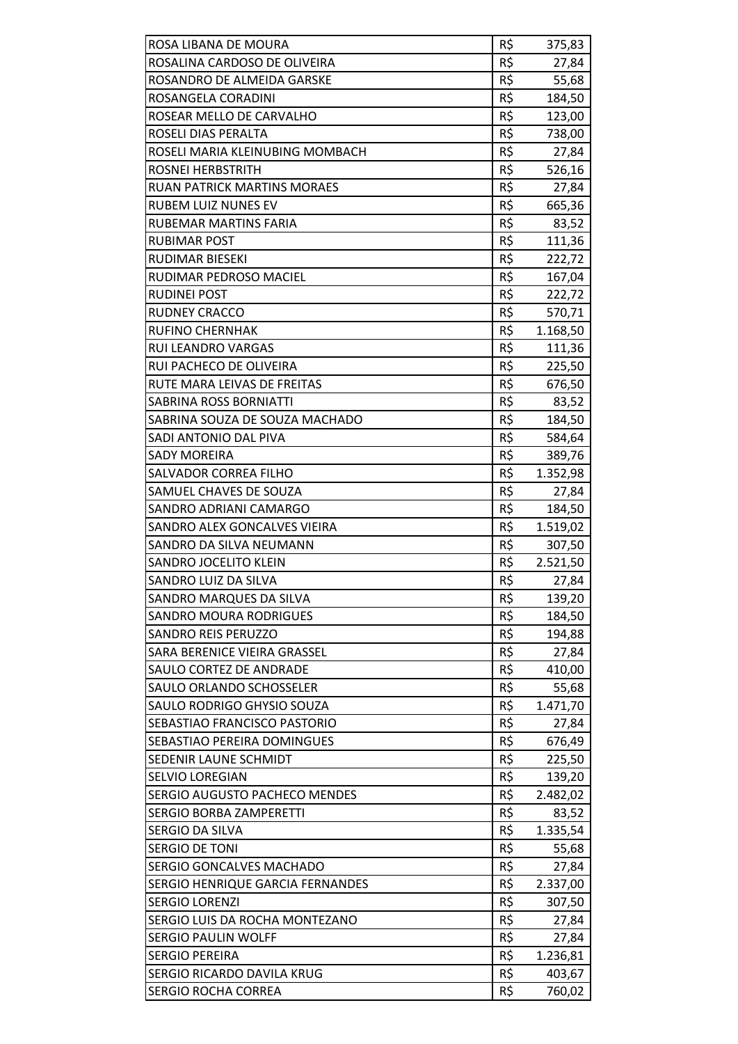| | | |
|---|---|---|
| ROSA LIBANA DE MOURA | R$ | 375,83 |
| ROSALINA CARDOSO DE OLIVEIRA | R$ | 27,84 |
| ROSANDRO DE ALMEIDA GARSKE | R$ | 55,68 |
| ROSANGELA CORADINI | R$ | 184,50 |
| ROSEAR MELLO DE CARVALHO | R$ | 123,00 |
| ROSELI DIAS PERALTA | R$ | 738,00 |
| ROSELI MARIA KLEINUBING MOMBACH | R$ | 27,84 |
| ROSNEI HERBSTRITH | R$ | 526,16 |
| RUAN PATRICK MARTINS MORAES | R$ | 27,84 |
| RUBEM LUIZ NUNES EV | R$ | 665,36 |
| RUBEMAR MARTINS FARIA | R$ | 83,52 |
| RUBIMAR POST | R$ | 111,36 |
| RUDIMAR BIESEKI | R$ | 222,72 |
| RUDIMAR PEDROSO MACIEL | R$ | 167,04 |
| RUDINEI POST | R$ | 222,72 |
| RUDNEY CRACCO | R$ | 570,71 |
| RUFINO CHERNHAK | R$ | 1.168,50 |
| RUI LEANDRO VARGAS | R$ | 111,36 |
| RUI PACHECO DE OLIVEIRA | R$ | 225,50 |
| RUTE MARA LEIVAS DE FREITAS | R$ | 676,50 |
| SABRINA ROSS BORNIATTI | R$ | 83,52 |
| SABRINA SOUZA DE SOUZA MACHADO | R$ | 184,50 |
| SADI ANTONIO DAL PIVA | R$ | 584,64 |
| SADY MOREIRA | R$ | 389,76 |
| SALVADOR CORREA FILHO | R$ | 1.352,98 |
| SAMUEL CHAVES DE SOUZA | R$ | 27,84 |
| SANDRO ADRIANI CAMARGO | R$ | 184,50 |
| SANDRO ALEX GONCALVES VIEIRA | R$ | 1.519,02 |
| SANDRO DA SILVA NEUMANN | R$ | 307,50 |
| SANDRO JOCELITO KLEIN | R$ | 2.521,50 |
| SANDRO LUIZ DA SILVA | R$ | 27,84 |
| SANDRO MARQUES DA SILVA | R$ | 139,20 |
| SANDRO MOURA RODRIGUES | R$ | 184,50 |
| SANDRO REIS PERUZZO | R$ | 194,88 |
| SARA BERENICE VIEIRA GRASSEL | R$ | 27,84 |
| SAULO CORTEZ DE ANDRADE | R$ | 410,00 |
| SAULO ORLANDO SCHOSSELER | R$ | 55,68 |
| SAULO RODRIGO GHYSIO SOUZA | R$ | 1.471,70 |
| SEBASTIAO FRANCISCO PASTORIO | R$ | 27,84 |
| SEBASTIAO PEREIRA DOMINGUES | R$ | 676,49 |
| SEDENIR LAUNE SCHMIDT | R$ | 225,50 |
| SELVIO LOREGIAN | R$ | 139,20 |
| SERGIO AUGUSTO PACHECO MENDES | R$ | 2.482,02 |
| SERGIO BORBA ZAMPERETTI | R$ | 83,52 |
| SERGIO DA SILVA | R$ | 1.335,54 |
| SERGIO DE TONI | R$ | 55,68 |
| SERGIO GONCALVES MACHADO | R$ | 27,84 |
| SERGIO HENRIQUE GARCIA FERNANDES | R$ | 2.337,00 |
| SERGIO LORENZI | R$ | 307,50 |
| SERGIO LUIS DA ROCHA MONTEZANO | R$ | 27,84 |
| SERGIO PAULIN WOLFF | R$ | 27,84 |
| SERGIO PEREIRA | R$ | 1.236,81 |
| SERGIO RICARDO DAVILA KRUG | R$ | 403,67 |
| SERGIO ROCHA CORREA | R$ | 760,02 |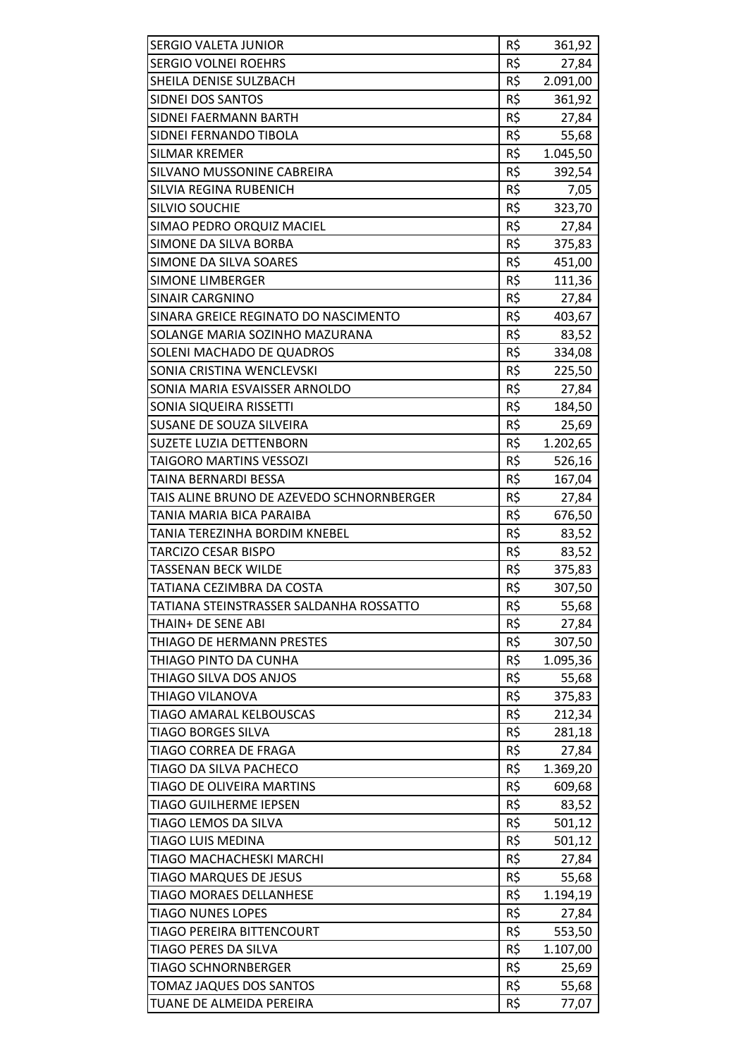| | | |
|---|---|---|
| SERGIO VALETA JUNIOR | R$ | 361,92 |
| SERGIO VOLNEI ROEHRS | R$ | 27,84 |
| SHEILA DENISE SULZBACH | R$ | 2.091,00 |
| SIDNEI DOS SANTOS | R$ | 361,92 |
| SIDNEI FAERMANN BARTH | R$ | 27,84 |
| SIDNEI FERNANDO TIBOLA | R$ | 55,68 |
| SILMAR KREMER | R$ | 1.045,50 |
| SILVANO MUSSONINE CABREIRA | R$ | 392,54 |
| SILVIA REGINA RUBENICH | R$ | 7,05 |
| SILVIO SOUCHIE | R$ | 323,70 |
| SIMAO PEDRO ORQUIZ MACIEL | R$ | 27,84 |
| SIMONE DA SILVA BORBA | R$ | 375,83 |
| SIMONE DA SILVA SOARES | R$ | 451,00 |
| SIMONE LIMBERGER | R$ | 111,36 |
| SINAIR CARGNINO | R$ | 27,84 |
| SINARA GREICE REGINATO DO NASCIMENTO | R$ | 403,67 |
| SOLANGE MARIA SOZINHO MAZURANA | R$ | 83,52 |
| SOLENI MACHADO DE QUADROS | R$ | 334,08 |
| SONIA CRISTINA WENCLEVSKI | R$ | 225,50 |
| SONIA MARIA ESVAISSER ARNOLDO | R$ | 27,84 |
| SONIA SIQUEIRA RISSETTI | R$ | 184,50 |
| SUSANE DE SOUZA SILVEIRA | R$ | 25,69 |
| SUZETE LUZIA DETTENBORN | R$ | 1.202,65 |
| TAIGORO MARTINS VESSOZI | R$ | 526,16 |
| TAINA BERNARDI BESSA | R$ | 167,04 |
| TAIS ALINE BRUNO DE AZEVEDO SCHNORNBERGER | R$ | 27,84 |
| TANIA MARIA BICA PARAIBA | R$ | 676,50 |
| TANIA TEREZINHA BORDIM KNEBEL | R$ | 83,52 |
| TARCIZO CESAR BISPO | R$ | 83,52 |
| TASSENAN BECK WILDE | R$ | 375,83 |
| TATIANA CEZIMBRA DA COSTA | R$ | 307,50 |
| TATIANA STEINSTRASSER SALDANHA ROSSATTO | R$ | 55,68 |
| THAIN+ DE SENE ABI | R$ | 27,84 |
| THIAGO DE HERMANN PRESTES | R$ | 307,50 |
| THIAGO PINTO DA CUNHA | R$ | 1.095,36 |
| THIAGO SILVA DOS ANJOS | R$ | 55,68 |
| THIAGO VILANOVA | R$ | 375,83 |
| TIAGO AMARAL KELBOUSCAS | R$ | 212,34 |
| TIAGO BORGES SILVA | R$ | 281,18 |
| TIAGO CORREA DE FRAGA | R$ | 27,84 |
| TIAGO DA SILVA PACHECO | R$ | 1.369,20 |
| TIAGO DE OLIVEIRA MARTINS | R$ | 609,68 |
| TIAGO GUILHERME IEPSEN | R$ | 83,52 |
| TIAGO LEMOS DA SILVA | R$ | 501,12 |
| TIAGO LUIS MEDINA | R$ | 501,12 |
| TIAGO MACHACHESKI MARCHI | R$ | 27,84 |
| TIAGO MARQUES DE JESUS | R$ | 55,68 |
| TIAGO MORAES DELLANHESE | R$ | 1.194,19 |
| TIAGO NUNES LOPES | R$ | 27,84 |
| TIAGO PEREIRA BITTENCOURT | R$ | 553,50 |
| TIAGO PERES DA SILVA | R$ | 1.107,00 |
| TIAGO SCHNORNBERGER | R$ | 25,69 |
| TOMAZ JAQUES DOS SANTOS | R$ | 55,68 |
| TUANE DE ALMEIDA PEREIRA | R$ | 77,07 |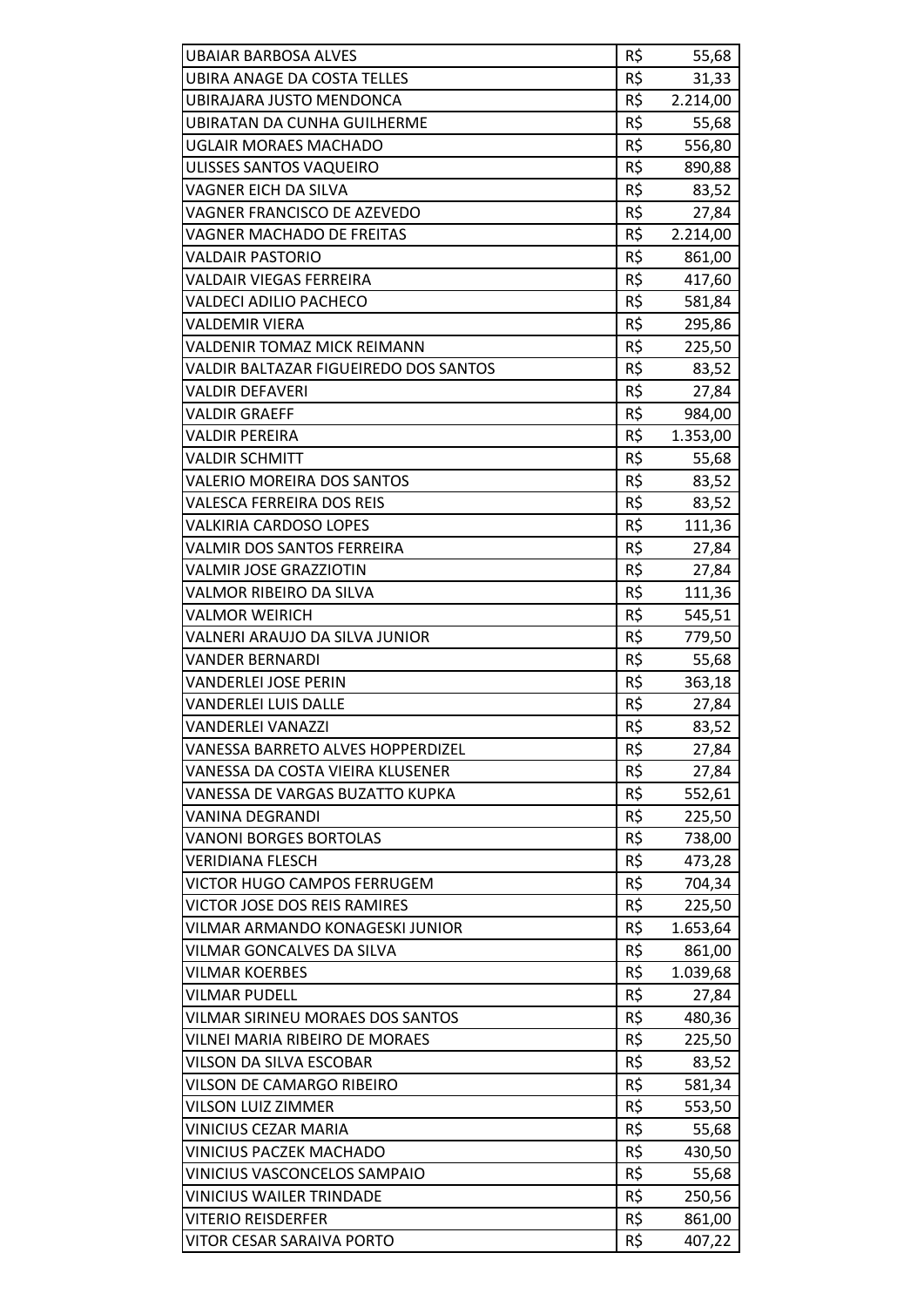| | | |
|---|---|---|
| UBAIAR BARBOSA ALVES | R$ | 55,68 |
| UBIRA ANAGE DA COSTA TELLES | R$ | 31,33 |
| UBIRAJARA JUSTO MENDONCA | R$ | 2.214,00 |
| UBIRATAN DA CUNHA GUILHERME | R$ | 55,68 |
| UGLAIR MORAES MACHADO | R$ | 556,80 |
| ULISSES SANTOS VAQUEIRO | R$ | 890,88 |
| VAGNER EICH DA SILVA | R$ | 83,52 |
| VAGNER FRANCISCO DE AZEVEDO | R$ | 27,84 |
| VAGNER MACHADO DE FREITAS | R$ | 2.214,00 |
| VALDAIR PASTORIO | R$ | 861,00 |
| VALDAIR VIEGAS FERREIRA | R$ | 417,60 |
| VALDECI ADILIO PACHECO | R$ | 581,84 |
| VALDEMIR VIERA | R$ | 295,86 |
| VALDENIR TOMAZ MICK REIMANN | R$ | 225,50 |
| VALDIR BALTAZAR FIGUEIREDO DOS SANTOS | R$ | 83,52 |
| VALDIR DEFAVERI | R$ | 27,84 |
| VALDIR GRAEFF | R$ | 984,00 |
| VALDIR PEREIRA | R$ | 1.353,00 |
| VALDIR SCHMITT | R$ | 55,68 |
| VALERIO MOREIRA DOS SANTOS | R$ | 83,52 |
| VALESCA FERREIRA DOS REIS | R$ | 83,52 |
| VALKIRIA CARDOSO LOPES | R$ | 111,36 |
| VALMIR DOS SANTOS FERREIRA | R$ | 27,84 |
| VALMIR JOSE GRAZZIOTIN | R$ | 27,84 |
| VALMOR RIBEIRO DA SILVA | R$ | 111,36 |
| VALMOR WEIRICH | R$ | 545,51 |
| VALNERI ARAUJO DA SILVA JUNIOR | R$ | 779,50 |
| VANDER BERNARDI | R$ | 55,68 |
| VANDERLEI JOSE PERIN | R$ | 363,18 |
| VANDERLEI LUIS DALLE | R$ | 27,84 |
| VANDERLEI VANAZZI | R$ | 83,52 |
| VANESSA BARRETO ALVES HOPPERDIZEL | R$ | 27,84 |
| VANESSA DA COSTA VIEIRA KLUSENER | R$ | 27,84 |
| VANESSA DE VARGAS BUZATTO KUPKA | R$ | 552,61 |
| VANINA DEGRANDI | R$ | 225,50 |
| VANONI BORGES BORTOLAS | R$ | 738,00 |
| VERIDIANA FLESCH | R$ | 473,28 |
| VICTOR HUGO CAMPOS FERRUGEM | R$ | 704,34 |
| VICTOR JOSE DOS REIS RAMIRES | R$ | 225,50 |
| VILMAR ARMANDO KONAGESKI JUNIOR | R$ | 1.653,64 |
| VILMAR GONCALVES DA SILVA | R$ | 861,00 |
| VILMAR KOERBES | R$ | 1.039,68 |
| VILMAR PUDELL | R$ | 27,84 |
| VILMAR SIRINEU MORAES DOS SANTOS | R$ | 480,36 |
| VILNEI MARIA RIBEIRO DE MORAES | R$ | 225,50 |
| VILSON DA SILVA ESCOBAR | R$ | 83,52 |
| VILSON DE CAMARGO RIBEIRO | R$ | 581,34 |
| VILSON LUIZ ZIMMER | R$ | 553,50 |
| VINICIUS CEZAR MARIA | R$ | 55,68 |
| VINICIUS PACZEK MACHADO | R$ | 430,50 |
| VINICIUS VASCONCELOS SAMPAIO | R$ | 55,68 |
| VINICIUS WAILER TRINDADE | R$ | 250,56 |
| VITERIO REISDERFER | R$ | 861,00 |
| VITOR CESAR SARAIVA PORTO | R$ | 407,22 |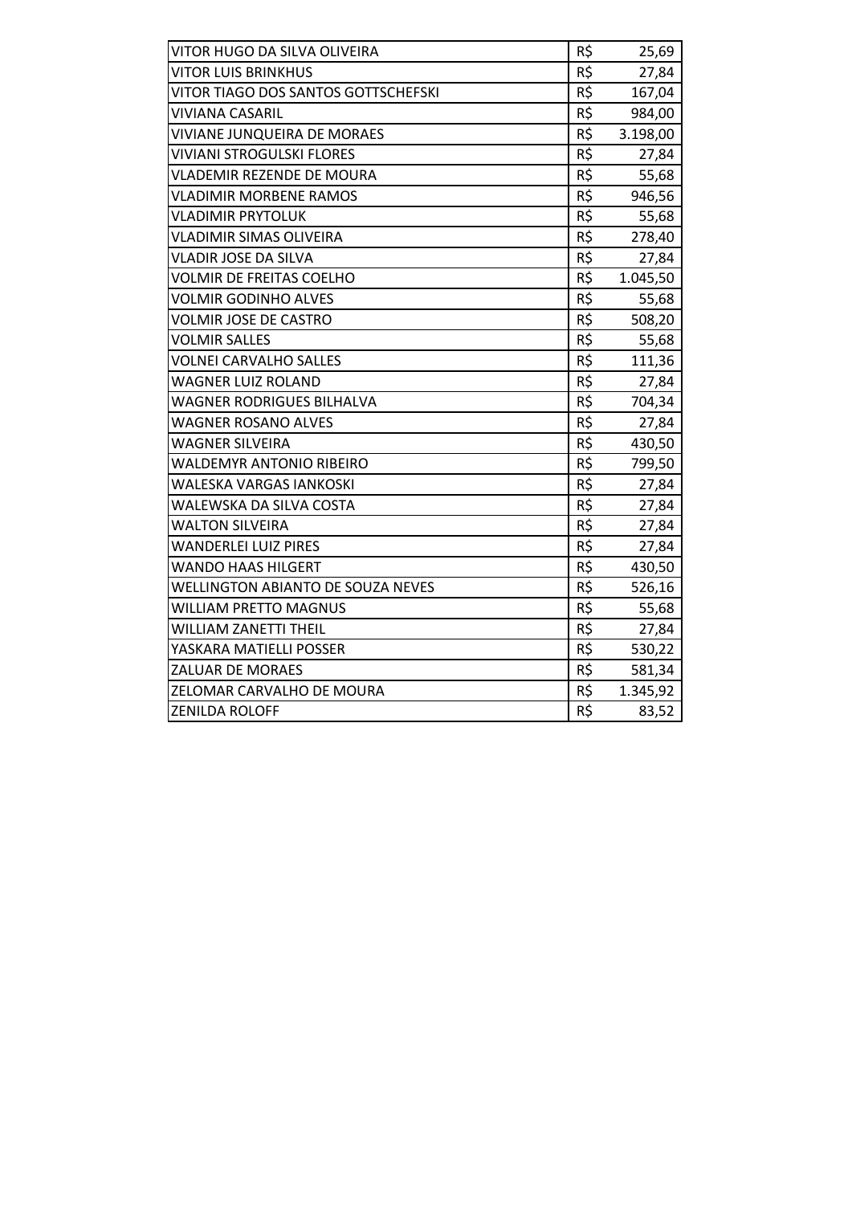| | | |
|---|---|---|
| VITOR HUGO DA SILVA OLIVEIRA | R$ | 25,69 |
| VITOR LUIS BRINKHUS | R$ | 27,84 |
| VITOR TIAGO DOS SANTOS GOTTSCHEFSKI | R$ | 167,04 |
| VIVIANA CASARIL | R$ | 984,00 |
| VIVIANE JUNQUEIRA DE MORAES | R$ | 3.198,00 |
| VIVIANI STROGULSKI FLORES | R$ | 27,84 |
| VLADEMIR REZENDE DE MOURA | R$ | 55,68 |
| VLADIMIR MORBENE RAMOS | R$ | 946,56 |
| VLADIMIR PRYTOLUK | R$ | 55,68 |
| VLADIMIR SIMAS OLIVEIRA | R$ | 278,40 |
| VLADIR JOSE DA SILVA | R$ | 27,84 |
| VOLMIR DE FREITAS COELHO | R$ | 1.045,50 |
| VOLMIR GODINHO ALVES | R$ | 55,68 |
| VOLMIR JOSE DE CASTRO | R$ | 508,20 |
| VOLMIR SALLES | R$ | 55,68 |
| VOLNEI CARVALHO SALLES | R$ | 111,36 |
| WAGNER LUIZ ROLAND | R$ | 27,84 |
| WAGNER RODRIGUES BILHALVA | R$ | 704,34 |
| WAGNER ROSANO ALVES | R$ | 27,84 |
| WAGNER SILVEIRA | R$ | 430,50 |
| WALDEMYR ANTONIO RIBEIRO | R$ | 799,50 |
| WALESKA VARGAS IANKOSKI | R$ | 27,84 |
| WALEWSKA DA SILVA COSTA | R$ | 27,84 |
| WALTON SILVEIRA | R$ | 27,84 |
| WANDERLEI LUIZ PIRES | R$ | 27,84 |
| WANDO HAAS HILGERT | R$ | 430,50 |
| WELLINGTON ABIANTO DE SOUZA NEVES | R$ | 526,16 |
| WILLIAM PRETTO MAGNUS | R$ | 55,68 |
| WILLIAM ZANETTI THEIL | R$ | 27,84 |
| YASKARA MATIELLI POSSER | R$ | 530,22 |
| ZALUAR DE MORAES | R$ | 581,34 |
| ZELOMAR CARVALHO DE MOURA | R$ | 1.345,92 |
| ZENILDA ROLOFF | R$ | 83,52 |